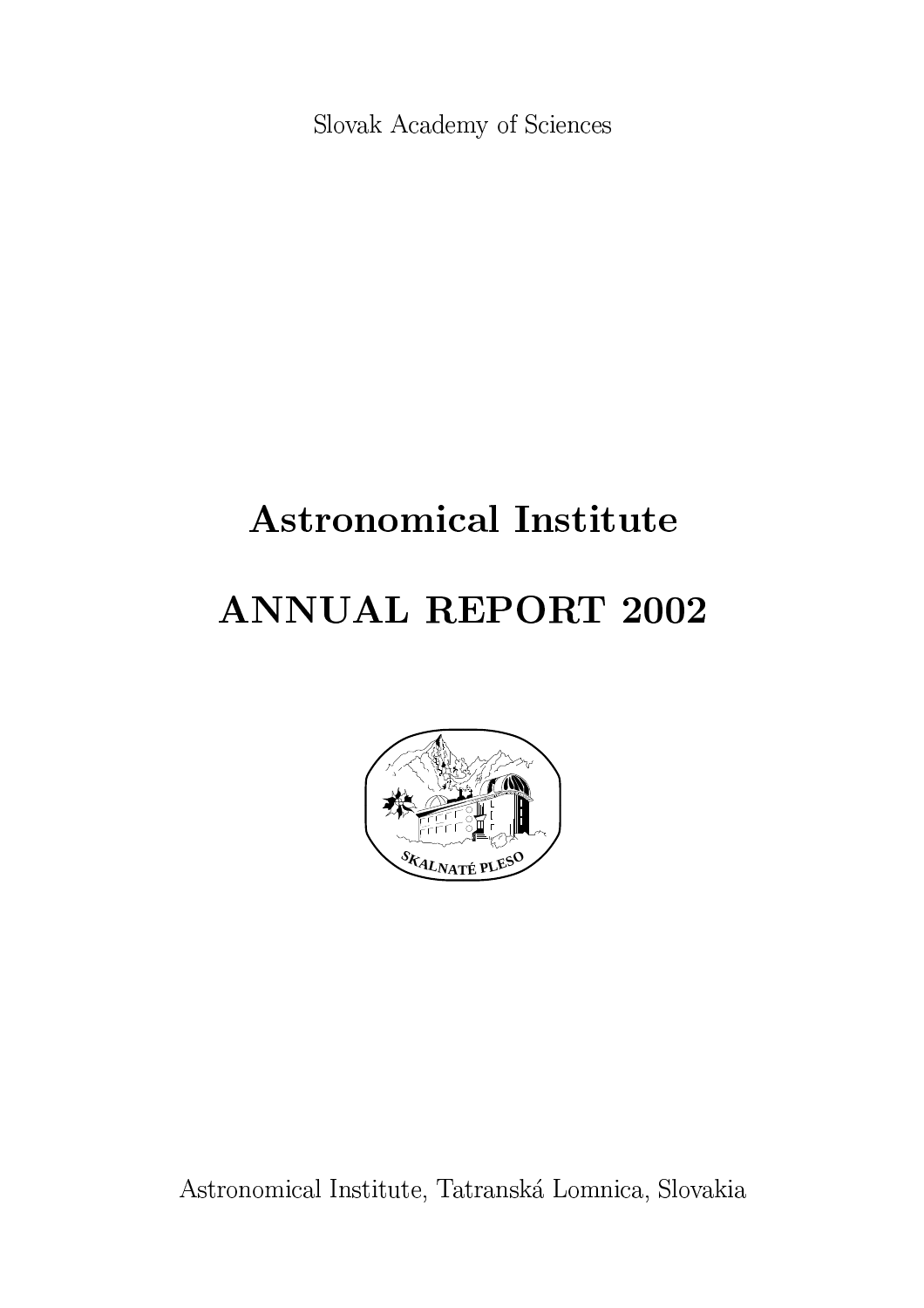Slovak Academy of Sciences

# Astronomical Institute

# ANNUAL REPORT 2002

SKALNATÉ PLESO

Astronomical Institute, Tatranská Lomnica, Slovakia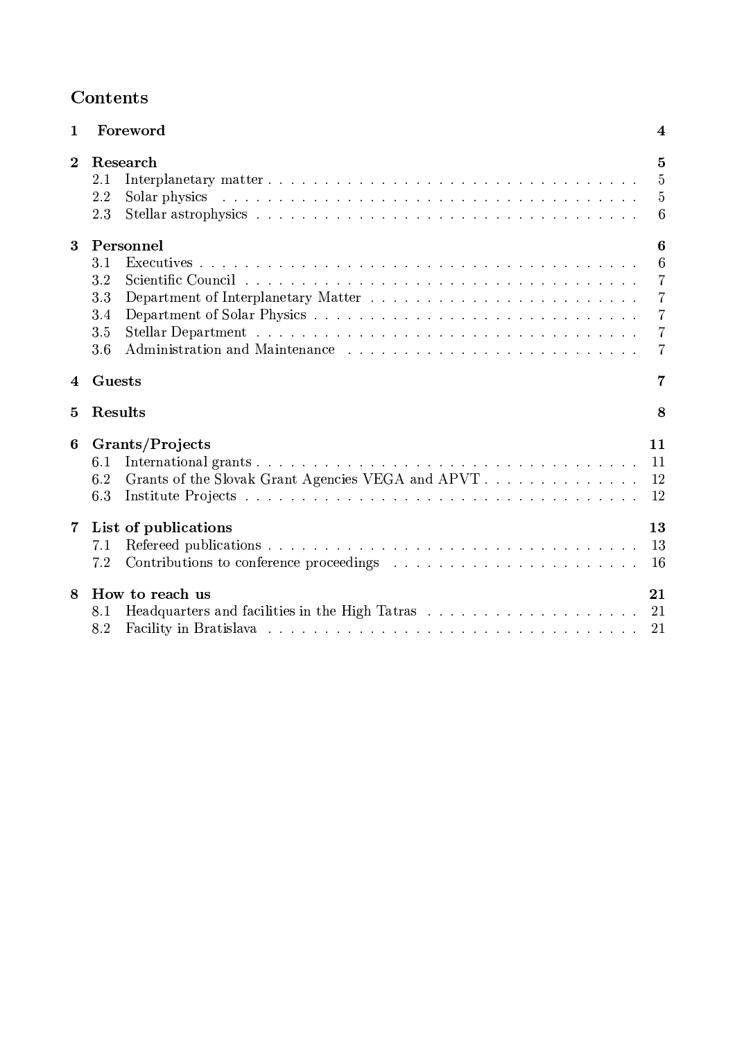# Contents

1 Foreword 4

2 Research 5
- 2.1 Interplanetary matter 5
- 2.2 Solar physics 5
- 2.3 Stellar astrophysics 6

3 Personnel 6
- 3.1 Executives 6
- 3.2 Scientific Council 7
- 3.3 Department of Interplanetary Matter 7
- 3.4 Department of Solar Physics 7
- 3.5 Stellar Department 7
- 3.6 Administration and Maintenance 7

4 Guests 7

5 Results 8

6 Grants/Projects 11
- 6.1 International grants 11
- 6.2 Grants of the Slovak Grant Agencies VEGA and APVT 12
- 6.3 Institute Projects 12

7 List of publications 13
- 7.1 Refereed publications 13
- 7.2 Contributions to conference proceedings 16

8 How to reach us 21
- 8.1 Headquarters and facilities in the High Tatras 21
- 8.2 Facility in Bratislava 21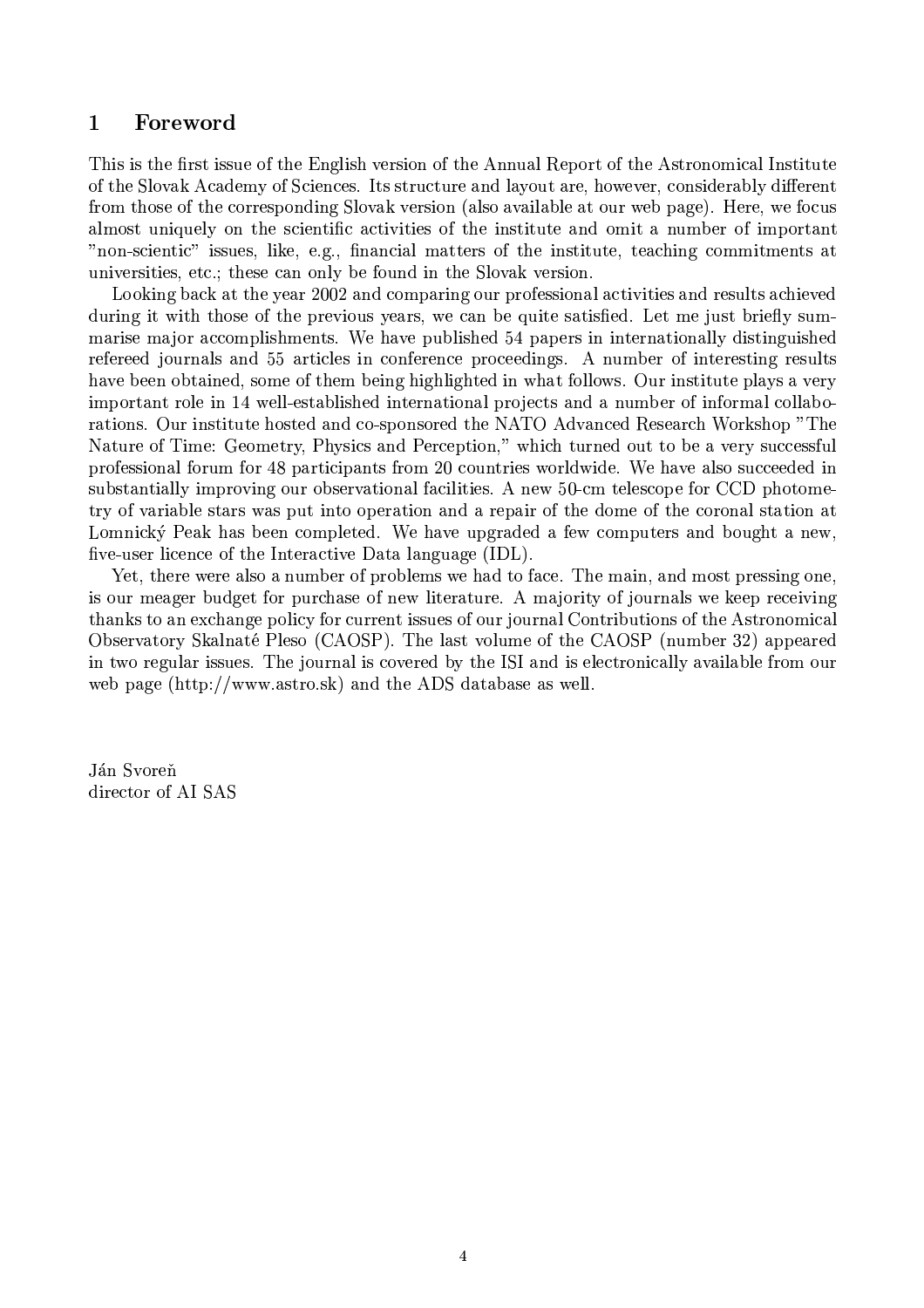## 1 Foreword

This is the first issue of the English version of the Annual Report of the Astronomical Institute of the Slovak Academy of Sciences. Its structure and layout are, however, considerably different from those of the corresponding Slovak version (also available at our web page). Here, we focus almost uniquely on the scientific activities of the institute and omit a number of important "non-scientic" issues, like, e.g., financial matters of the institute, teaching commitments at universities, etc.; these can only be found in the Slovak version.

Looking back at the year 2002 and comparing our professional activities and results achieved during it with those of the previous years, we can be quite satisfied. Let me just briefly summarise major accomplishments. We have published 54 papers in internationally distinguished refereed journals and 55 articles in conference proceedings. A number of interesting results have been obtained, some of them being highlighted in what follows. Our institute plays a very important role in 14 well-established international projects and a number of informal collaborations. Our institute hosted and co-sponsored the NATO Advanced Research Workshop "The Nature of Time: Geometry, Physics and Perception," which turned out to be a very successful professional forum for 48 participants from 20 countries worldwide. We have also succeeded in substantially improving our observational facilities. A new 50-cm telescope for CCD photometry of variable stars was put into operation and a repair of the dome of the coronal station at Lomnický Peak has been completed. We have upgraded a few computers and bought a new, five-user licence of the Interactive Data language (IDL).

Yet, there were also a number of problems we had to face. The main, and most pressing one, is our meager budget for purchase of new literature. A majority of journals we keep receiving thanks to an exchange policy for current issues of our journal Contributions of the Astronomical Observatory Skalnaté Pleso (CAOSP). The last volume of the CAOSP (number 32) appeared in two regular issues. The journal is covered by the ISI and is electronically available from our web page (http://www.astro.sk) and the ADS database as well.

Ján Svoreň
director of AI SAS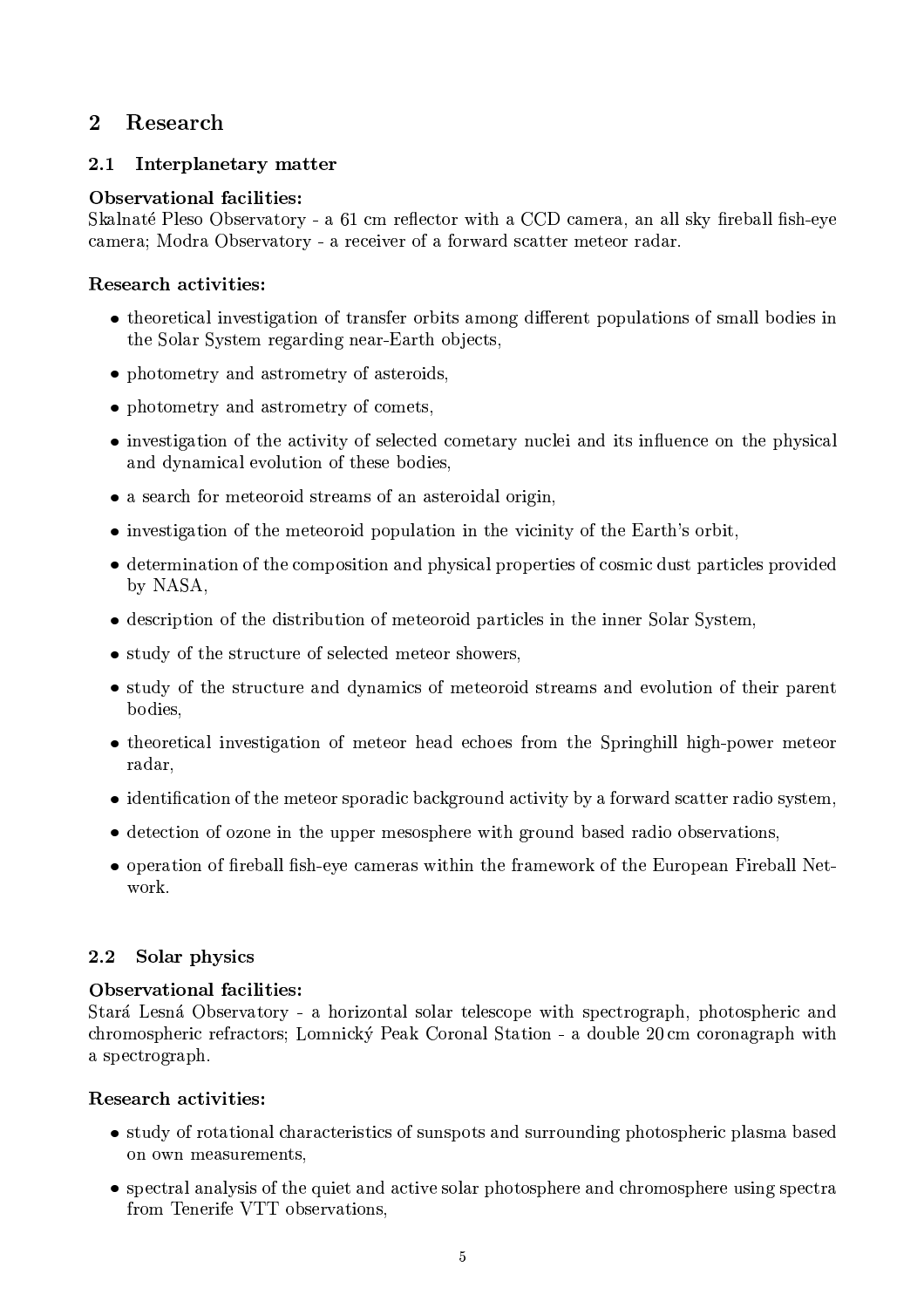## 2 Research

### 2.1 Interplanetary matter

**Observational facilities:**
Skalnaté Pleso Observatory - a 61 cm reflector with a CCD camera, an all sky fireball fish-eye camera; Modra Observatory - a receiver of a forward scatter meteor radar.

**Research activities:**

- theoretical investigation of transfer orbits among different populations of small bodies in the Solar System regarding near-Earth objects,
- photometry and astrometry of asteroids,
- photometry and astrometry of comets,
- investigation of the activity of selected cometary nuclei and its influence on the physical and dynamical evolution of these bodies,
- a search for meteoroid streams of an asteroidal origin,
- investigation of the meteoroid population in the vicinity of the Earth's orbit,
- determination of the composition and physical properties of cosmic dust particles provided by NASA,
- description of the distribution of meteoroid particles in the inner Solar System,
- study of the structure of selected meteor showers,
- study of the structure and dynamics of meteoroid streams and evolution of their parent bodies,
- theoretical investigation of meteor head echoes from the Springhill high-power meteor radar,
- identification of the meteor sporadic background activity by a forward scatter radio system,
- detection of ozone in the upper mesosphere with ground based radio observations,
- operation of fireball fish-eye cameras within the framework of the European Fireball Network.

### 2.2 Solar physics

**Observational facilities:**
Stará Lesná Observatory - a horizontal solar telescope with spectrograph, photospheric and chromospheric refractors; Lomnický Peak Coronal Station - a double 20 cm coronagraph with a spectrograph.

**Research activities:**

- study of rotational characteristics of sunspots and surrounding photospheric plasma based on own measurements,
- spectral analysis of the quiet and active solar photosphere and chromosphere using spectra from Tenerife VTT observations,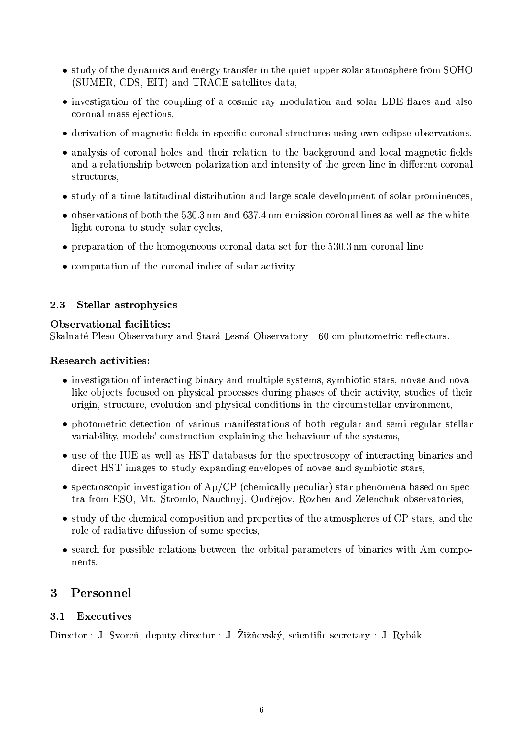- study of the dynamics and energy transfer in the quiet upper solar atmosphere from SOHO (SUMER, CDS, EIT) and TRACE satellites data,
- investigation of the coupling of a cosmic ray modulation and solar LDE flares and also coronal mass ejections,
- derivation of magnetic fields in specific coronal structures using own eclipse observations,
- analysis of coronal holes and their relation to the background and local magnetic fields and a relationship between polarization and intensity of the green line in different coronal structures,
- study of a time-latitudinal distribution and large-scale development of solar prominences,
- observations of both the 530.3 nm and 637.4 nm emission coronal lines as well as the white-light corona to study solar cycles,
- preparation of the homogeneous coronal data set for the 530.3 nm coronal line,
- computation of the coronal index of solar activity.

### 2.3 Stellar astrophysics

**Observational facilities:**
Skalnaté Pleso Observatory and Stará Lesná Observatory - 60 cm photometric reflectors.

**Research activities:**

- investigation of interacting binary and multiple systems, symbiotic stars, novae and nova-like objects focused on physical processes during phases of their activity, studies of their origin, structure, evolution and physical conditions in the circumstellar environment,
- photometric detection of various manifestations of both regular and semi-regular stellar variability, models' construction explaining the behaviour of the systems,
- use of the IUE as well as HST databases for the spectroscopy of interacting binaries and direct HST images to study expanding envelopes of novae and symbiotic stars,
- spectroscopic investigation of Ap/CP (chemically peculiar) star phenomena based on spectra from ESO, Mt. Stromlo, Nauchnyj, Ondřejov, Rozhen and Zelenchuk observatories,
- study of the chemical composition and properties of the atmospheres of CP stars, and the role of radiative difussion of some species,
- search for possible relations between the orbital parameters of binaries with Am components.

## 3 Personnel

### 3.1 Executives

Director : J. Svoreň, deputy director : J. Žižňovský, scientific secretary : J. Rybák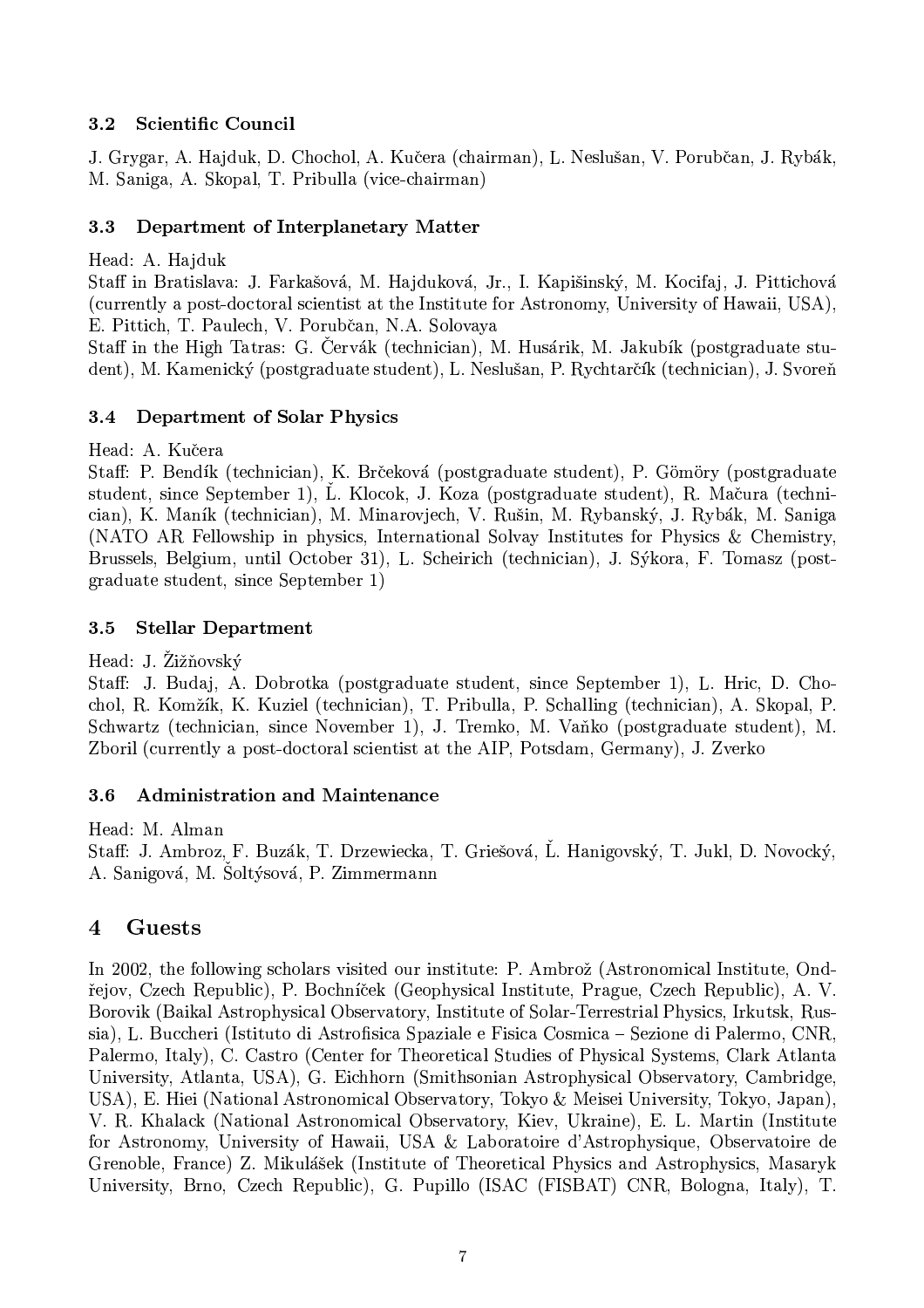### 3.2 Scientific Council

J. Grygar, A. Hajduk, D. Chochol, A. Kučera (chairman), L. Neslušan, V. Porubčan, J. Rybák, M. Saniga, A. Skopal, T. Pribulla (vice-chairman)

### 3.3 Department of Interplanetary Matter

Head: A. Hajduk
Staff in Bratislava: J. Farkašová, M. Hajduková, Jr., I. Kapišinský, M. Kocifaj, J. Pittichová (currently a post-doctoral scientist at the Institute for Astronomy, University of Hawaii, USA), E. Pittich, T. Paulech, V. Porubčan, N.A. Solovaya
Staff in the High Tatras: G. Červák (technician), M. Husárik, M. Jakubík (postgraduate student), M. Kamenický (postgraduate student), L. Neslušan, P. Rychtarčík (technician), J. Svoreň

### 3.4 Department of Solar Physics

Head: A. Kučera
Staff: P. Bendík (technician), K. Brčeková (postgraduate student), P. Gömöry (postgraduate student, since September 1), Ľ. Klocok, J. Koza (postgraduate student), R. Mačura (technician), K. Maník (technician), M. Minarovjech, V. Rušin, M. Rybanský, J. Rybák, M. Saniga (NATO AR Fellowship in physics, International Solvay Institutes for Physics & Chemistry, Brussels, Belgium, until October 31), L. Scheirich (technician), J. Sýkora, F. Tomasz (postgraduate student, since September 1)

### 3.5 Stellar Department

Head: J. Žižňovský
Staff: J. Budaj, A. Dobrotka (postgraduate student, since September 1), L. Hric, D. Chochol, R. Komžík, K. Kuziel (technician), T. Pribulla, P. Schalling (technician), A. Skopal, P. Schwartz (technician, since November 1), J. Tremko, M. Vaňko (postgraduate student), M. Zboril (currently a post-doctoral scientist at the AIP, Potsdam, Germany), J. Zverko

### 3.6 Administration and Maintenance

Head: M. Alman
Staff: J. Ambroz, F. Buzák, T. Drzewiecka, T. Griešová, Ľ. Hanigovský, T. Jukl, D. Novocký, A. Sanigová, M. Šoltýsová, P. Zimmermann

## 4 Guests

In 2002, the following scholars visited our institute: P. Ambrož (Astronomical Institute, Ondřejov, Czech Republic), P. Bochníček (Geophysical Institute, Prague, Czech Republic), A. V. Borovik (Baikal Astrophysical Observatory, Institute of Solar-Terrestrial Physics, Irkutsk, Russia), L. Buccheri (Istituto di Astrofisica Spaziale e Fisica Cosmica – Sezione di Palermo, CNR, Palermo, Italy), C. Castro (Center for Theoretical Studies of Physical Systems, Clark Atlanta University, Atlanta, USA), G. Eichhorn (Smithsonian Astrophysical Observatory, Cambridge, USA), E. Hiei (National Astronomical Observatory, Tokyo & Meisei University, Tokyo, Japan), V. R. Khalack (National Astronomical Observatory, Kiev, Ukraine), E. L. Martin (Institute for Astronomy, University of Hawaii, USA & Laboratoire d'Astrophysique, Observatoire de Grenoble, France) Z. Mikulášek (Institute of Theoretical Physics and Astrophysics, Masaryk University, Brno, Czech Republic), G. Pupillo (ISAC (FISBAT) CNR, Bologna, Italy), T.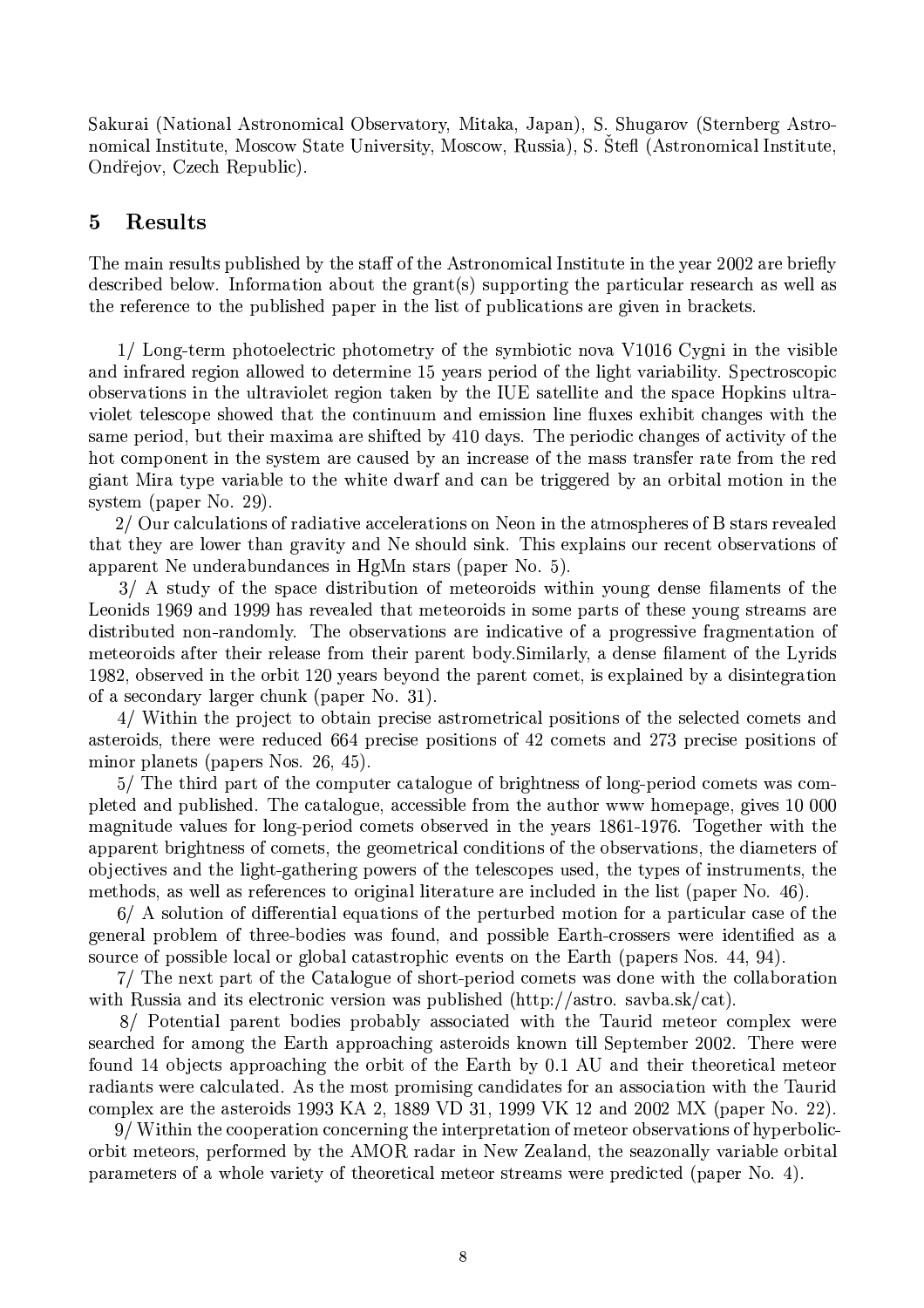Sakurai (National Astronomical Observatory, Mitaka, Japan), S. Shugarov (Sternberg Astronomical Institute, Moscow State University, Moscow, Russia), S. Štefl (Astronomical Institute, Ondřejov, Czech Republic).

## 5 Results

The main results published by the staff of the Astronomical Institute in the year 2002 are briefly described below. Information about the grant(s) supporting the particular research as well as the reference to the published paper in the list of publications are given in brackets.

1/ Long-term photoelectric photometry of the symbiotic nova V1016 Cygni in the visible and infrared region allowed to determine 15 years period of the light variability. Spectroscopic observations in the ultraviolet region taken by the IUE satellite and the space Hopkins ultraviolet telescope showed that the continuum and emission line fluxes exhibit changes with the same period, but their maxima are shifted by 410 days. The periodic changes of activity of the hot component in the system are caused by an increase of the mass transfer rate from the red giant Mira type variable to the white dwarf and can be triggered by an orbital motion in the system (paper No. 29).

2/ Our calculations of radiative accelerations on Neon in the atmospheres of B stars revealed that they are lower than gravity and Ne should sink. This explains our recent observations of apparent Ne underabundances in HgMn stars (paper No. 5).

3/ A study of the space distribution of meteoroids within young dense filaments of the Leonids 1969 and 1999 has revealed that meteoroids in some parts of these young streams are distributed non-randomly. The observations are indicative of a progressive fragmentation of meteoroids after their release from their parent body.Similarly, a dense filament of the Lyrids 1982, observed in the orbit 120 years beyond the parent comet, is explained by a disintegration of a secondary larger chunk (paper No. 31).

4/ Within the project to obtain precise astrometrical positions of the selected comets and asteroids, there were reduced 664 precise positions of 42 comets and 273 precise positions of minor planets (papers Nos. 26, 45).

5/ The third part of the computer catalogue of brightness of long-period comets was completed and published. The catalogue, accessible from the author www homepage, gives 10 000 magnitude values for long-period comets observed in the years 1861-1976. Together with the apparent brightness of comets, the geometrical conditions of the observations, the diameters of objectives and the light-gathering powers of the telescopes used, the types of instruments, the methods, as well as references to original literature are included in the list (paper No. 46).

6/ A solution of differential equations of the perturbed motion for a particular case of the general problem of three-bodies was found, and possible Earth-crossers were identified as a source of possible local or global catastrophic events on the Earth (papers Nos. 44, 94).

7/ The next part of the Catalogue of short-period comets was done with the collaboration with Russia and its electronic version was published (http://astro. savba.sk/cat).

8/ Potential parent bodies probably associated with the Taurid meteor complex were searched for among the Earth approaching asteroids known till September 2002. There were found 14 objects approaching the orbit of the Earth by 0.1 AU and their theoretical meteor radiants were calculated. As the most promising candidates for an association with the Taurid complex are the asteroids 1993 KA 2, 1889 VD 31, 1999 VK 12 and 2002 MX (paper No. 22).

9/ Within the cooperation concerning the interpretation of meteor observations of hyperbolic-orbit meteors, performed by the AMOR radar in New Zealand, the seazonally variable orbital parameters of a whole variety of theoretical meteor streams were predicted (paper No. 4).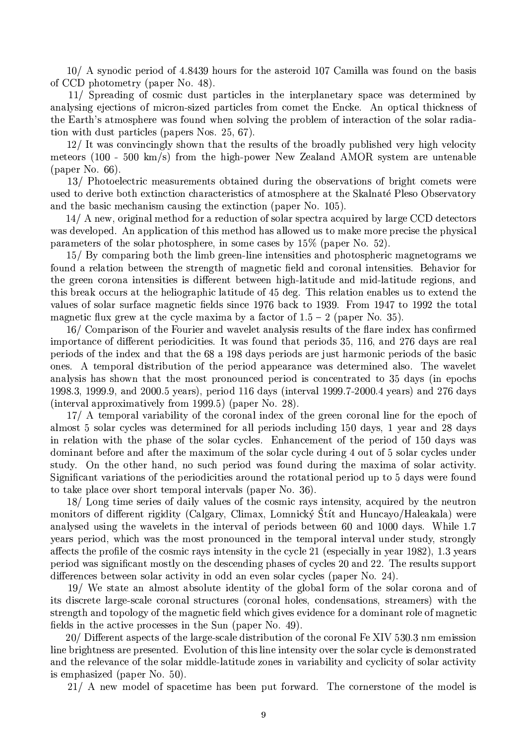10/ A synodic period of 4.8439 hours for the asteroid 107 Camilla was found on the basis of CCD photometry (paper No. 48).

11/ Spreading of cosmic dust particles in the interplanetary space was determined by analysing ejections of micron-sized particles from comet the Encke. An optical thickness of the Earth's atmosphere was found when solving the problem of interaction of the solar radiation with dust particles (papers Nos. 25, 67).

12/ It was convincingly shown that the results of the broadly published very high velocity meteors (100 - 500 km/s) from the high-power New Zealand AMOR system are untenable (paper No. 66).

13/ Photoelectric measurements obtained during the observations of bright comets were used to derive both extinction characteristics of atmosphere at the Skalnaté Pleso Observatory and the basic mechanism causing the extinction (paper No. 105).

14/ A new, original method for a reduction of solar spectra acquired by large CCD detectors was developed. An application of this method has allowed us to make more precise the physical parameters of the solar photosphere, in some cases by 15% (paper No. 52).

15/ By comparing both the limb green-line intensities and photospheric magnetograms we found a relation between the strength of magnetic field and coronal intensities. Behavior for the green corona intensities is different between high-latitude and mid-latitude regions, and this break occurs at the heliographic latitude of 45 deg. This relation enables us to extend the values of solar surface magnetic fields since 1976 back to 1939. From 1947 to 1992 the total magnetic flux grew at the cycle maxima by a factor of 1.5 – 2 (paper No. 35).

16/ Comparison of the Fourier and wavelet analysis results of the flare index has confirmed importance of different periodicities. It was found that periods 35, 116, and 276 days are real periods of the index and that the 68 a 198 days periods are just harmonic periods of the basic ones. A temporal distribution of the period appearance was determined also. The wavelet analysis has shown that the most pronounced period is concentrated to 35 days (in epochs 1998.3, 1999.9, and 2000.5 years), period 116 days (interval 1999.7-2000.4 years) and 276 days (interval approximatively from 1999.5) (paper No. 28).

17/ A temporal variability of the coronal index of the green coronal line for the epoch of almost 5 solar cycles was determined for all periods including 150 days, 1 year and 28 days in relation with the phase of the solar cycles. Enhancement of the period of 150 days was dominant before and after the maximum of the solar cycle during 4 out of 5 solar cycles under study. On the other hand, no such period was found during the maxima of solar activity. Significant variations of the periodicities around the rotational period up to 5 days were found to take place over short temporal intervals (paper No. 36).

18/ Long time series of daily values of the cosmic rays intensity, acquired by the neutron monitors of different rigidity (Calgary, Climax, Lomnický Štít and Huncayo/Haleakala) were analysed using the wavelets in the interval of periods between 60 and 1000 days. While 1.7 years period, which was the most pronounced in the temporal interval under study, strongly affects the profile of the cosmic rays intensity in the cycle 21 (especially in year 1982), 1.3 years period was significant mostly on the descending phases of cycles 20 and 22. The results support differences between solar activity in odd an even solar cycles (paper No. 24).

19/ We state an almost absolute identity of the global form of the solar corona and of its discrete large-scale coronal structures (coronal holes, condensations, streamers) with the strength and topology of the magnetic field which gives evidence for a dominant role of magnetic fields in the active processes in the Sun (paper No. 49).

20/ Different aspects of the large-scale distribution of the coronal Fe XIV 530.3 nm emission line brightness are presented. Evolution of this line intensity over the solar cycle is demonstrated and the relevance of the solar middle-latitude zones in variability and cyclicity of solar activity is emphasized (paper No. 50).

21/ A new model of spacetime has been put forward. The cornerstone of the model is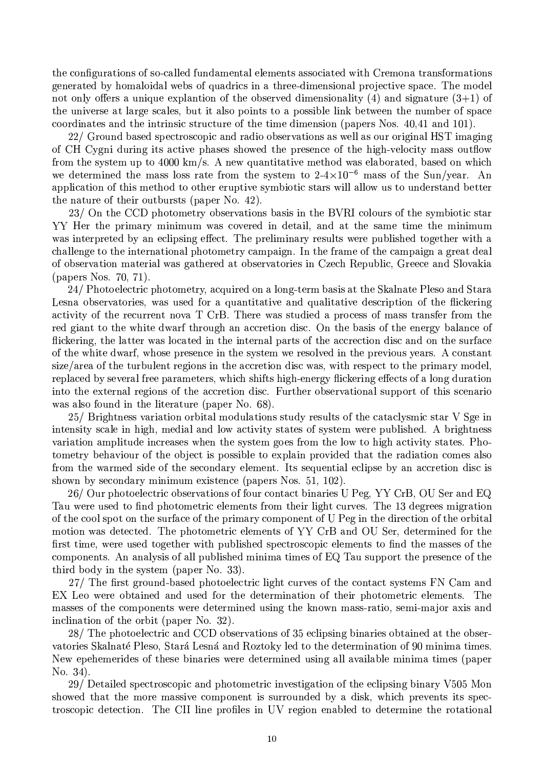the configurations of so-called fundamental elements associated with Cremona transformations generated by homaloidal webs of quadrics in a three-dimensional projective space. The model not only offers a unique explantion of the observed dimensionality (4) and signature (3+1) of the universe at large scales, but it also points to a possible link between the number of space coordinates and the intrinsic structure of the time dimension (papers Nos. 40,41 and 101).

22/ Ground based spectroscopic and radio observations as well as our original HST imaging of CH Cygni during its active phases showed the presence of the high-velocity mass outflow from the system up to 4000 km/s. A new quantitative method was elaborated, based on which we determined the mass loss rate from the system to 2-4$\times10^{-6}$ mass of the Sun/year. An application of this method to other eruptive symbiotic stars will allow us to understand better the nature of their outbursts (paper No. 42).

23/ On the CCD photometry observations basis in the BVRI colours of the symbiotic star YY Her the primary minimum was covered in detail, and at the same time the minimum was interpreted by an eclipsing effect. The preliminary results were published together with a challenge to the international photometry campaign. In the frame of the campaign a great deal of observation material was gathered at observatories in Czech Republic, Greece and Slovakia (papers Nos. 70, 71).

24/ Photoelectric photometry, acquired on a long-term basis at the Skalnate Pleso and Stara Lesna observatories, was used for a quantitative and qualitative description of the flickering activity of the recurrent nova T CrB. There was studied a process of mass transfer from the red giant to the white dwarf through an accretion disc. On the basis of the energy balance of flickering, the latter was located in the internal parts of the accrection disc and on the surface of the white dwarf, whose presence in the system we resolved in the previous years. A constant size/area of the turbulent regions in the accretion disc was, with respect to the primary model, replaced by several free parameters, which shifts high-energy flickering effects of a long duration into the external regions of the accretion disc. Further observational support of this scenario was also found in the literature (paper No. 68).

25/ Brightness variation orbital modulations study results of the cataclysmic star V Sge in intensity scale in high, medial and low activity states of system were published. A brightness variation amplitude increases when the system goes from the low to high activity states. Photometry behaviour of the object is possible to explain provided that the radiation comes also from the warmed side of the secondary element. Its sequential eclipse by an accretion disc is shown by secondary minimum existence (papers Nos. 51, 102).

26/ Our photoelectric observations of four contact binaries U Peg, YY CrB, OU Ser and EQ Tau were used to find photometric elements from their light curves. The 13 degrees migration of the cool spot on the surface of the primary component of U Peg in the direction of the orbital motion was detected. The photometric elements of YY CrB and OU Ser, determined for the first time, were used together with published spectroscopic elements to find the masses of the components. An analysis of all published minima times of EQ Tau support the presence of the third body in the system (paper No. 33).

27/ The first ground-based photoelectric light curves of the contact systems FN Cam and EX Leo were obtained and used for the determination of their photometric elements. The masses of the components were determined using the known mass-ratio, semi-major axis and inclination of the orbit (paper No. 32).

28/ The photoelectric and CCD observations of 35 eclipsing binaries obtained at the observatories Skalnaté Pleso, Stará Lesná and Roztoky led to the determination of 90 minima times. New epehemerides of these binaries were determined using all available minima times (paper No. 34).

29/ Detailed spectroscopic and photometric investigation of the eclipsing binary V505 Mon showed that the more massive component is surrounded by a disk, which prevents its spectroscopic detection. The CII line profiles in UV region enabled to determine the rotational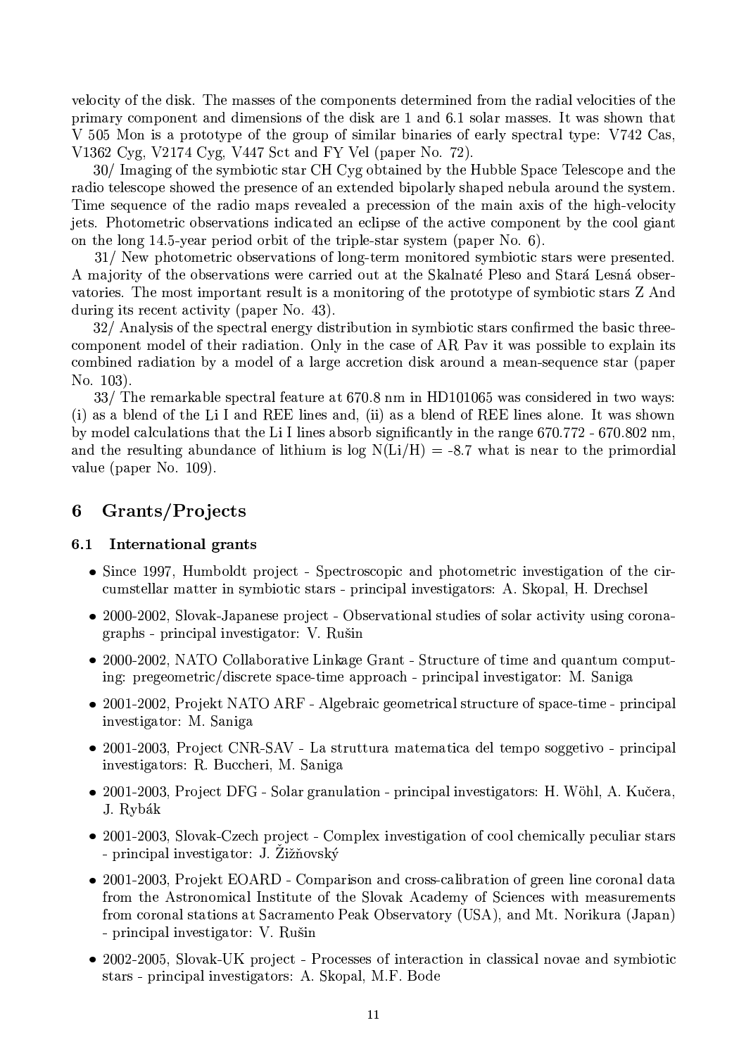velocity of the disk. The masses of the components determined from the radial velocities of the primary component and dimensions of the disk are 1 and 6.1 solar masses. It was shown that V 505 Mon is a prototype of the group of similar binaries of early spectral type: V742 Cas, V1362 Cyg, V2174 Cyg, V447 Sct and FY Vel (paper No. 72).

30/ Imaging of the symbiotic star CH Cyg obtained by the Hubble Space Telescope and the radio telescope showed the presence of an extended bipolarly shaped nebula around the system. Time sequence of the radio maps revealed a precession of the main axis of the high-velocity jets. Photometric observations indicated an eclipse of the active component by the cool giant on the long 14.5-year period orbit of the triple-star system (paper No. 6).

31/ New photometric observations of long-term monitored symbiotic stars were presented. A majority of the observations were carried out at the Skalnaté Pleso and Stará Lesná observatories. The most important result is a monitoring of the prototype of symbiotic stars Z And during its recent activity (paper No. 43).

32/ Analysis of the spectral energy distribution in symbiotic stars confirmed the basic three-component model of their radiation. Only in the case of AR Pav it was possible to explain its combined radiation by a model of a large accretion disk around a mean-sequence star (paper No. 103).

33/ The remarkable spectral feature at 670.8 nm in HD101065 was considered in two ways: (i) as a blend of the Li I and REE lines and, (ii) as a blend of REE lines alone. It was shown by model calculations that the Li I lines absorb significantly in the range 670.772 - 670.802 nm, and the resulting abundance of lithium is log N(Li/H) = -8.7 what is near to the primordial value (paper No. 109).

# 6 Grants/Projects

## 6.1 International grants

- Since 1997, Humboldt project - Spectroscopic and photometric investigation of the circumstellar matter in symbiotic stars - principal investigators: A. Skopal, H. Drechsel
- 2000-2002, Slovak-Japanese project - Observational studies of solar activity using coronagraphs - principal investigator: V. Rušin
- 2000-2002, NATO Collaborative Linkage Grant - Structure of time and quantum computing: pregeometric/discrete space-time approach - principal investigator: M. Saniga
- 2001-2002, Projekt NATO ARF - Algebraic geometrical structure of space-time - principal investigator: M. Saniga
- 2001-2003, Project CNR-SAV - La struttura matematica del tempo soggetivo - principal investigators: R. Buccheri, M. Saniga
- 2001-2003, Project DFG - Solar granulation - principal investigators: H. Wöhl, A. Kučera, J. Rybák
- 2001-2003, Slovak-Czech project - Complex investigation of cool chemically peculiar stars - principal investigator: J. Žižňovský
- 2001-2003, Projekt EOARD - Comparison and cross-calibration of green line coronal data from the Astronomical Institute of the Slovak Academy of Sciences with measurements from coronal stations at Sacramento Peak Observatory (USA), and Mt. Norikura (Japan) - principal investigator: V. Rušin
- 2002-2005, Slovak-UK project - Processes of interaction in classical novae and symbiotic stars - principal investigators: A. Skopal, M.F. Bode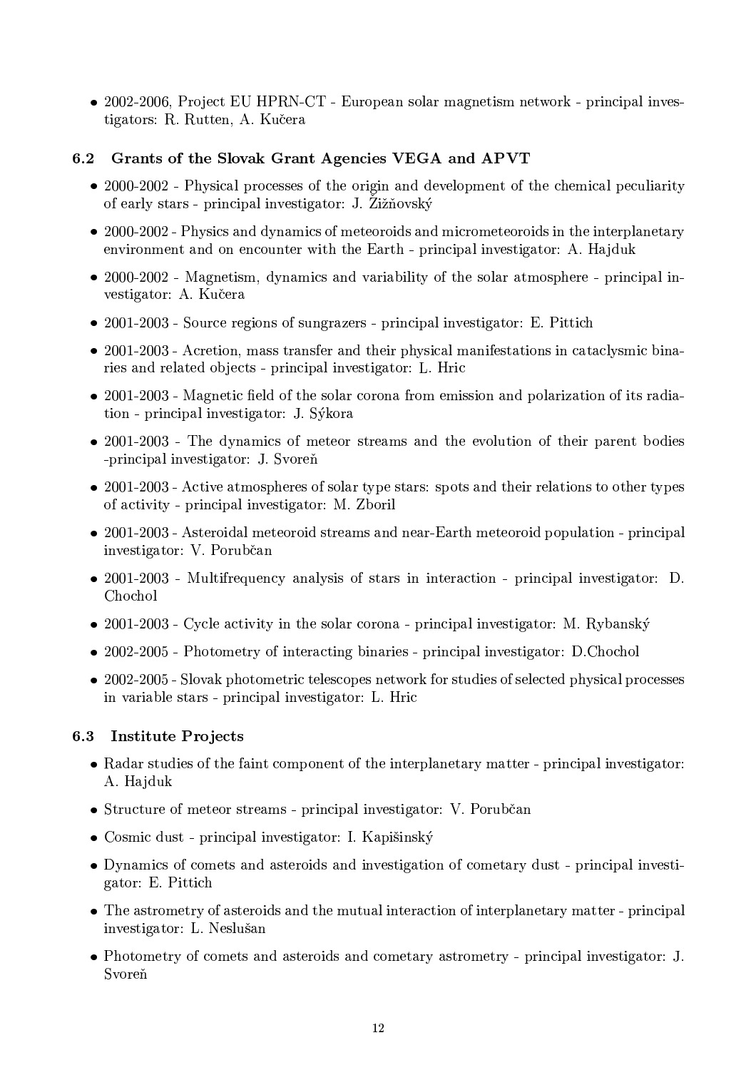- 2002-2006, Project EU HPRN-CT - European solar magnetism network - principal investigators: R. Rutten, A. Kučera

### 6.2 Grants of the Slovak Grant Agencies VEGA and APVT

- 2000-2002 - Physical processes of the origin and development of the chemical peculiarity of early stars - principal investigator: J. Žižňovský
- 2000-2002 - Physics and dynamics of meteoroids and micrometeoroids in the interplanetary environment and on encounter with the Earth - principal investigator: A. Hajduk
- 2000-2002 - Magnetism, dynamics and variability of the solar atmosphere - principal investigator: A. Kučera
- 2001-2003 - Source regions of sungrazers - principal investigator: E. Pittich
- 2001-2003 - Acretion, mass transfer and their physical manifestations in cataclysmic binaries and related objects - principal investigator: L. Hric
- 2001-2003 - Magnetic field of the solar corona from emission and polarization of its radiation - principal investigator: J. Sýkora
- 2001-2003 - The dynamics of meteor streams and the evolution of their parent bodies -principal investigator: J. Svoreň
- 2001-2003 - Active atmospheres of solar type stars: spots and their relations to other types of activity - principal investigator: M. Zboril
- 2001-2003 - Asteroidal meteoroid streams and near-Earth meteoroid population - principal investigator: V. Porubčan
- 2001-2003 - Multifrequency analysis of stars in interaction - principal investigator: D. Chochol
- 2001-2003 - Cycle activity in the solar corona - principal investigator: M. Rybanský
- 2002-2005 - Photometry of interacting binaries - principal investigator: D.Chochol
- 2002-2005 - Slovak photometric telescopes network for studies of selected physical processes in variable stars - principal investigator: L. Hric

### 6.3 Institute Projects

- Radar studies of the faint component of the interplanetary matter - principal investigator: A. Hajduk
- Structure of meteor streams - principal investigator: V. Porubčan
- Cosmic dust - principal investigator: I. Kapišinský
- Dynamics of comets and asteroids and investigation of cometary dust - principal investigator: E. Pittich
- The astrometry of asteroids and the mutual interaction of interplanetary matter - principal investigator: L. Neslušan
- Photometry of comets and asteroids and cometary astrometry - principal investigator: J. Svoreň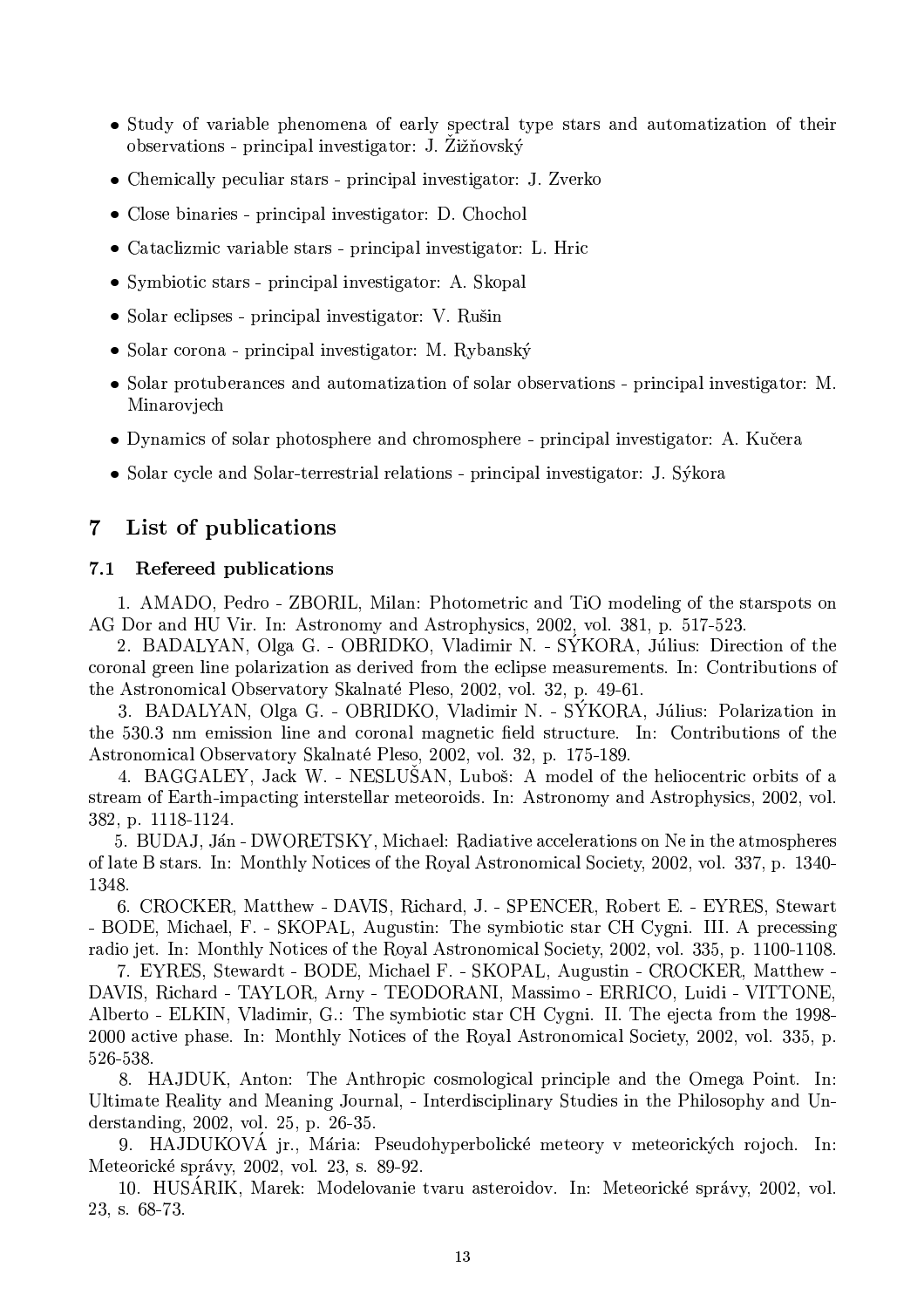- Study of variable phenomena of early spectral type stars and automatization of their observations - principal investigator: J. Žižňovský
- Chemically peculiar stars - principal investigator: J. Zverko
- Close binaries - principal investigator: D. Chochol
- Cataclizmic variable stars - principal investigator: L. Hric
- Symbiotic stars - principal investigator: A. Skopal
- Solar eclipses - principal investigator: V. Rušin
- Solar corona - principal investigator: M. Rybanský
- Solar protuberances and automatization of solar observations - principal investigator: M. Minarovjech
- Dynamics of solar photosphere and chromosphere - principal investigator: A. Kučera
- Solar cycle and Solar-terrestrial relations - principal investigator: J. Sýkora

## 7 List of publications

### 7.1 Refereed publications

1. AMADO, Pedro - ZBORIL, Milan: Photometric and TiO modeling of the starspots on AG Dor and HU Vir. In: Astronomy and Astrophysics, 2002, vol. 381, p. 517-523.

2. BADALYAN, Olga G. - OBRIDKO, Vladimir N. - SÝKORA, Július: Direction of the coronal green line polarization as derived from the eclipse measurements. In: Contributions of the Astronomical Observatory Skalnaté Pleso, 2002, vol. 32, p. 49-61.

3. BADALYAN, Olga G. - OBRIDKO, Vladimir N. - SÝKORA, Július: Polarization in the 530.3 nm emission line and coronal magnetic field structure. In: Contributions of the Astronomical Observatory Skalnaté Pleso, 2002, vol. 32, p. 175-189.

4. BAGGALEY, Jack W. - NESLUŠAN, Luboš: A model of the heliocentric orbits of a stream of Earth-impacting interstellar meteoroids. In: Astronomy and Astrophysics, 2002, vol. 382, p. 1118-1124.

5. BUDAJ, Ján - DWORETSKY, Michael: Radiative accelerations on Ne in the atmospheres of late B stars. In: Monthly Notices of the Royal Astronomical Society, 2002, vol. 337, p. 1340-1348.

6. CROCKER, Matthew - DAVIS, Richard, J. - SPENCER, Robert E. - EYRES, Stewart - BODE, Michael, F. - SKOPAL, Augustin: The symbiotic star CH Cygni. III. A precessing radio jet. In: Monthly Notices of the Royal Astronomical Society, 2002, vol. 335, p. 1100-1108.

7. EYRES, Stewardt - BODE, Michael F. - SKOPAL, Augustin - CROCKER, Matthew - DAVIS, Richard - TAYLOR, Arny - TEODORANI, Massimo - ERRICO, Luidi - VITTONE, Alberto - ELKIN, Vladimir, G.: The symbiotic star CH Cygni. II. The ejecta from the 1998-2000 active phase. In: Monthly Notices of the Royal Astronomical Society, 2002, vol. 335, p. 526-538.

8. HAJDUK, Anton: The Anthropic cosmological principle and the Omega Point. In: Ultimate Reality and Meaning Journal, - Interdisciplinary Studies in the Philosophy and Understanding, 2002, vol. 25, p. 26-35.

9. HAJDUKOVÁ jr., Mária: Pseudohyperbolické meteory v meteorických rojoch. In: Meteorické správy, 2002, vol. 23, s. 89-92.

10. HUSÁRIK, Marek: Modelovanie tvaru asteroidov. In: Meteorické správy, 2002, vol. 23, s. 68-73.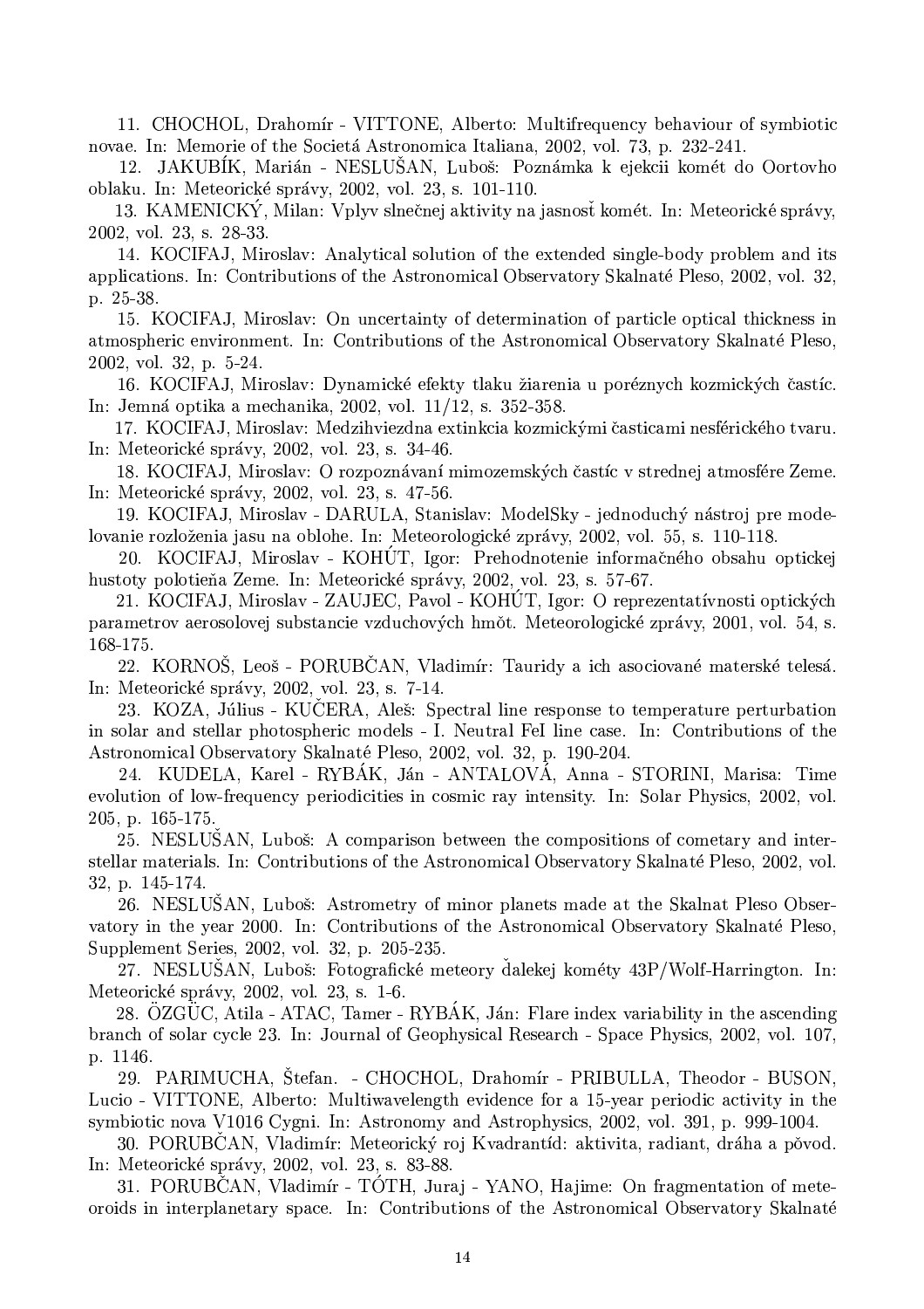11. CHOCHOL, Drahomír - VITTONE, Alberto: Multifrequency behaviour of symbiotic novae. In: Memorie of the Societá Astronomica Italiana, 2002, vol. 73, p. 232-241.

12. JAKUBÍK, Marián - NESLUŠAN, Luboš: Poznámka k ejekcii komét do Oortovho oblaku. In: Meteorické správy, 2002, vol. 23, s. 101-110.

13. KAMENICKÝ, Milan: Vplyv slnečnej aktivity na jasnosť komét. In: Meteorické správy, 2002, vol. 23, s. 28-33.

14. KOCIFAJ, Miroslav: Analytical solution of the extended single-body problem and its applications. In: Contributions of the Astronomical Observatory Skalnaté Pleso, 2002, vol. 32, p. 25-38.

15. KOCIFAJ, Miroslav: On uncertainty of determination of particle optical thickness in atmospheric environment. In: Contributions of the Astronomical Observatory Skalnaté Pleso, 2002, vol. 32, p. 5-24.

16. KOCIFAJ, Miroslav: Dynamické efekty tlaku žiarenia u poréznych kozmických častíc. In: Jemná optika a mechanika, 2002, vol. 11/12, s. 352-358.

17. KOCIFAJ, Miroslav: Medzihviezdna extinkcia kozmickými časticami nesférického tvaru. In: Meteorické správy, 2002, vol. 23, s. 34-46.

18. KOCIFAJ, Miroslav: O rozpoznávaní mimozemských častíc v strednej atmosfére Zeme. In: Meteorické správy, 2002, vol. 23, s. 47-56.

19. KOCIFAJ, Miroslav - DARULA, Stanislav: ModelSky - jednoduchý nástroj pre modelovanie rozloženia jasu na oblohe. In: Meteorologické zprávy, 2002, vol. 55, s. 110-118.

20. KOCIFAJ, Miroslav - KOHÚT, Igor: Prehodnotenie informačného obsahu optickej hustoty polotieňa Zeme. In: Meteorické správy, 2002, vol. 23, s. 57-67.

21. KOCIFAJ, Miroslav - ZAUJEC, Pavol - KOHÚT, Igor: O reprezentatívnosti optických parametrov aerosolovej substancie vzduchových hmôt. Meteorologické zprávy, 2001, vol. 54, s. 168-175.

22. KORNOŠ, Leoš - PORUBČAN, Vladimír: Tauridy a ich asociované materské telesá. In: Meteorické správy, 2002, vol. 23, s. 7-14.

23. KOZA, Július - KUČERA, Aleš: Spectral line response to temperature perturbation in solar and stellar photospheric models - I. Neutral FeI line case. In: Contributions of the Astronomical Observatory Skalnaté Pleso, 2002, vol. 32, p. 190-204.

24. KUDELA, Karel - RYBÁK, Ján - ANTALOVÁ, Anna - STORINI, Marisa: Time evolution of low-frequency periodicities in cosmic ray intensity. In: Solar Physics, 2002, vol. 205, p. 165-175.

25. NESLUŠAN, Luboš: A comparison between the compositions of cometary and interstellar materials. In: Contributions of the Astronomical Observatory Skalnaté Pleso, 2002, vol. 32, p. 145-174.

26. NESLUŠAN, Luboš: Astrometry of minor planets made at the Skalnat Pleso Observatory in the year 2000. In: Contributions of the Astronomical Observatory Skalnaté Pleso, Supplement Series, 2002, vol. 32, p. 205-235.

27. NESLUŠAN, Luboš: Fotografické meteory ďalekej kométy 43P/Wolf-Harrington. In: Meteorické správy, 2002, vol. 23, s. 1-6.

28. ÖZGÜC, Atila - ATAC, Tamer - RYBÁK, Ján: Flare index variability in the ascending branch of solar cycle 23. In: Journal of Geophysical Research - Space Physics, 2002, vol. 107, p. 1146.

29. PARIMUCHA, Štefan. - CHOCHOL, Drahomír - PRIBULLA, Theodor - BUSON, Lucio - VITTONE, Alberto: Multiwavelength evidence for a 15-year periodic activity in the symbiotic nova V1016 Cygni. In: Astronomy and Astrophysics, 2002, vol. 391, p. 999-1004.

30. PORUBČAN, Vladimír: Meteorický roj Kvadrantíd: aktivita, radiant, dráha a pôvod. In: Meteorické správy, 2002, vol. 23, s. 83-88.

31. PORUBČAN, Vladimír - TÓTH, Juraj - YANO, Hajime: On fragmentation of meteoroids in interplanetary space. In: Contributions of the Astronomical Observatory Skalnaté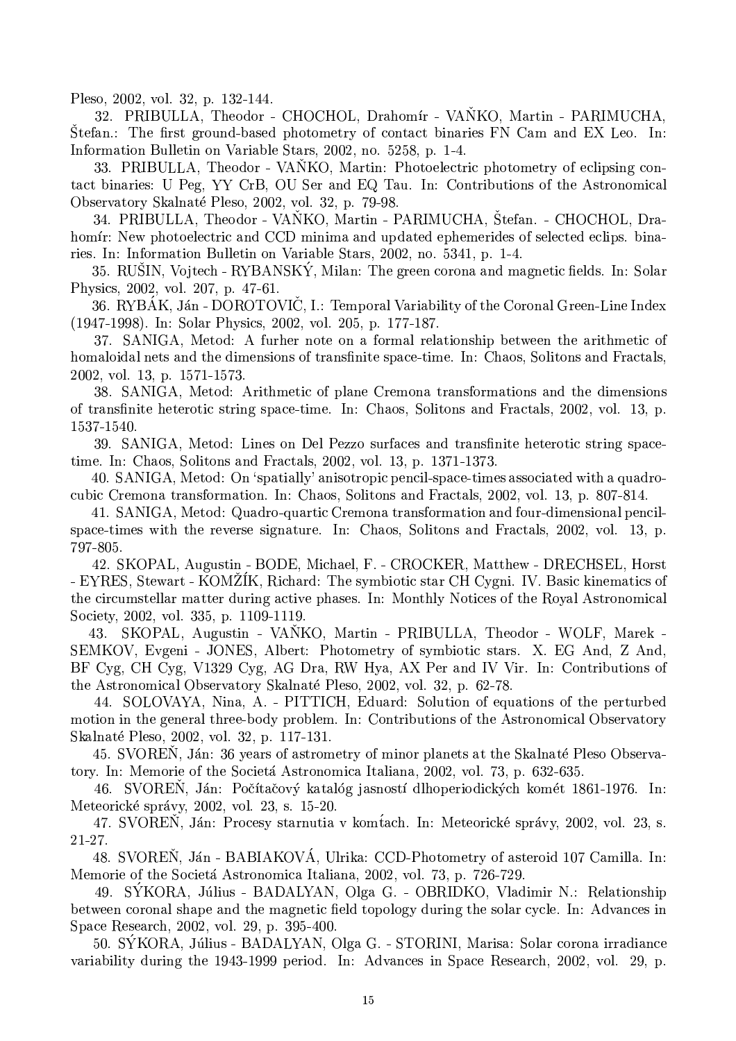Pleso, 2002, vol. 32, p. 132-144.

32. PRIBULLA, Theodor - CHOCHOL, Drahomír - VAŇKO, Martin - PARIMUCHA, Štefan.: The first ground-based photometry of contact binaries FN Cam and EX Leo. In: Information Bulletin on Variable Stars, 2002, no. 5258, p. 1-4.

33. PRIBULLA, Theodor - VAŇKO, Martin: Photoelectric photometry of eclipsing contact binaries: U Peg, YY CrB, OU Ser and EQ Tau. In: Contributions of the Astronomical Observatory Skalnaté Pleso, 2002, vol. 32, p. 79-98.

34. PRIBULLA, Theodor - VAŇKO, Martin - PARIMUCHA, Štefan. - CHOCHOL, Drahomír: New photoelectric and CCD minima and updated ephemerides of selected eclips. binaries. In: Information Bulletin on Variable Stars, 2002, no. 5341, p. 1-4.

35. RUŠIN, Vojtech - RYBANSKÝ, Milan: The green corona and magnetic fields. In: Solar Physics, 2002, vol. 207, p. 47-61.

36. RYBÁK, Ján - DOROTOVIČ, I.: Temporal Variability of the Coronal Green-Line Index (1947-1998). In: Solar Physics, 2002, vol. 205, p. 177-187.

37. SANIGA, Metod: A furher note on a formal relationship between the arithmetic of homaloidal nets and the dimensions of transfinite space-time. In: Chaos, Solitons and Fractals, 2002, vol. 13, p. 1571-1573.

38. SANIGA, Metod: Arithmetic of plane Cremona transformations and the dimensions of transfinite heterotic string space-time. In: Chaos, Solitons and Fractals, 2002, vol. 13, p. 1537-1540.

39. SANIGA, Metod: Lines on Del Pezzo surfaces and transfinite heterotic string space-time. In: Chaos, Solitons and Fractals, 2002, vol. 13, p. 1371-1373.

40. SANIGA, Metod: On 'spatially' anisotropic pencil-space-times associated with a quadro-cubic Cremona transformation. In: Chaos, Solitons and Fractals, 2002, vol. 13, p. 807-814.

41. SANIGA, Metod: Quadro-quartic Cremona transformation and four-dimensional pencil-space-times with the reverse signature. In: Chaos, Solitons and Fractals, 2002, vol. 13, p. 797-805.

42. SKOPAL, Augustin - BODE, Michael, F. - CROCKER, Matthew - DRECHSEL, Horst - EYRES, Stewart - KOMŽÍK, Richard: The symbiotic star CH Cygni. IV. Basic kinematics of the circumstellar matter during active phases. In: Monthly Notices of the Royal Astronomical Society, 2002, vol. 335, p. 1109-1119.

43. SKOPAL, Augustin - VAŇKO, Martin - PRIBULLA, Theodor - WOLF, Marek - SEMKOV, Evgeni - JONES, Albert: Photometry of symbiotic stars. X. EG And, Z And, BF Cyg, CH Cyg, V1329 Cyg, AG Dra, RW Hya, AX Per and IV Vir. In: Contributions of the Astronomical Observatory Skalnaté Pleso, 2002, vol. 32, p. 62-78.

44. SOLOVAYA, Nina, A. - PITTICH, Eduard: Solution of equations of the perturbed motion in the general three-body problem. In: Contributions of the Astronomical Observatory Skalnaté Pleso, 2002, vol. 32, p. 117-131.

45. SVOREŇ, Ján: 36 years of astrometry of minor planets at the Skalnaté Pleso Observatory. In: Memorie of the Societá Astronomica Italiana, 2002, vol. 73, p. 632-635.

46. SVOREŇ, Ján: Počítačový katalóg jasností dlhoperiodických komét 1861-1976. In: Meteorické správy, 2002, vol. 23, s. 15-20.

47. SVOREŇ, Ján: Procesy starnutia v komťach. In: Meteorické správy, 2002, vol. 23, s. 21-27.

48. SVOREŇ, Ján - BABIAKOVÁ, Ulrika: CCD-Photometry of asteroid 107 Camilla. In: Memorie of the Societá Astronomica Italiana, 2002, vol. 73, p. 726-729.

49. SÝKORA, Július - BADALYAN, Olga G. - OBRIDKO, Vladimir N.: Relationship between coronal shape and the magnetic field topology during the solar cycle. In: Advances in Space Research, 2002, vol. 29, p. 395-400.

50. SÝKORA, Július - BADALYAN, Olga G. - STORINI, Marisa: Solar corona irradiance variability during the 1943-1999 period. In: Advances in Space Research, 2002, vol. 29, p.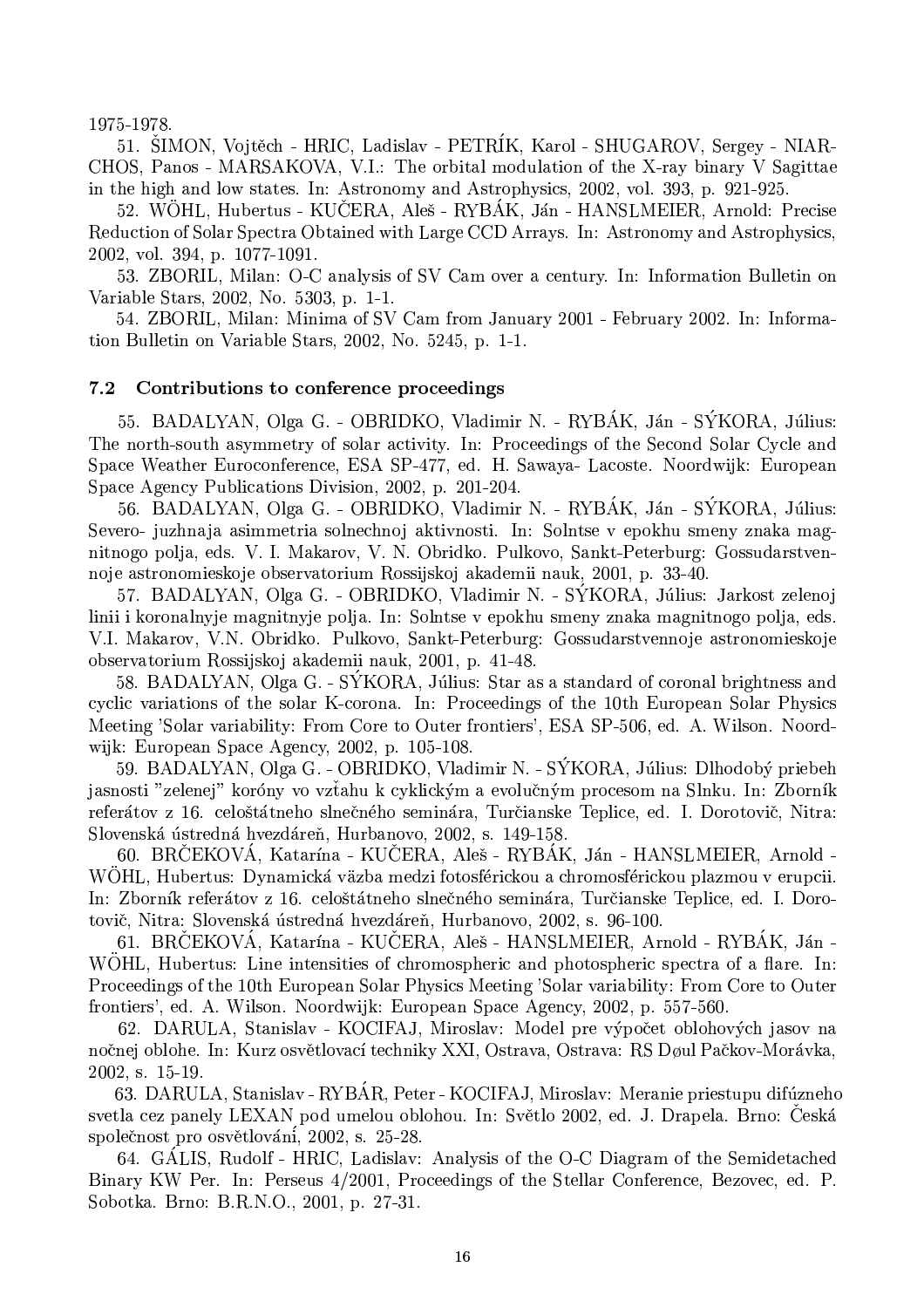1975-1978.

51. ŠIMON, Vojtěch - HRIC, Ladislav - PETRÍK, Karol - SHUGAROV, Sergey - NIARCHOS, Panos - MARSAKOVA, V.I.: The orbital modulation of the X-ray binary V Sagittae in the high and low states. In: Astronomy and Astrophysics, 2002, vol. 393, p. 921-925.

52. WÖHL, Hubertus - KUČERA, Aleš - RYBÁK, Ján - HANSLMEIER, Arnold: Precise Reduction of Solar Spectra Obtained with Large CCD Arrays. In: Astronomy and Astrophysics, 2002, vol. 394, p. 1077-1091.

53. ZBORIL, Milan: O-C analysis of SV Cam over a century. In: Information Bulletin on Variable Stars, 2002, No. 5303, p. 1-1.

54. ZBORIL, Milan: Minima of SV Cam from January 2001 - February 2002. In: Information Bulletin on Variable Stars, 2002, No. 5245, p. 1-1.

### 7.2 Contributions to conference proceedings

55. BADALYAN, Olga G. - OBRIDKO, Vladimir N. - RYBÁK, Ján - SÝKORA, Július: The north-south asymmetry of solar activity. In: Proceedings of the Second Solar Cycle and Space Weather Euroconference, ESA SP-477, ed. H. Sawaya- Lacoste. Noordwijk: European Space Agency Publications Division, 2002, p. 201-204.

56. BADALYAN, Olga G. - OBRIDKO, Vladimir N. - RYBÁK, Ján - SÝKORA, Július: Severo- juzhnaja asimmetria solnechnoj aktivnosti. In: Solntse v epokhu smeny znaka magnitnogo polja, eds. V. I. Makarov, V. N. Obridko. Pulkovo, Sankt-Peterburg: Gossudarstvennoje astronomieskoje observatorium Rossijskoj akademii nauk, 2001, p. 33-40.

57. BADALYAN, Olga G. - OBRIDKO, Vladimir N. - SÝKORA, Július: Jarkost zelenoj linii i koronalnyje magnitnyje polja. In: Solntse v epokhu smeny znaka magnitnogo polja, eds. V.I. Makarov, V.N. Obridko. Pulkovo, Sankt-Peterburg: Gossudarstvennoje astronomieskoje observatorium Rossijskoj akademii nauk, 2001, p. 41-48.

58. BADALYAN, Olga G. - SÝKORA, Július: Star as a standard of coronal brightness and cyclic variations of the solar K-corona. In: Proceedings of the 10th European Solar Physics Meeting 'Solar variability: From Core to Outer frontiers', ESA SP-506, ed. A. Wilson. Noordwijk: European Space Agency, 2002, p. 105-108.

59. BADALYAN, Olga G. - OBRIDKO, Vladimir N. - SÝKORA, Július: Dlhodobý priebeh jasnosti "zelenej" koróny vo vzťahu k cyklickým a evolučným procesom na Slnku. In: Zborník referátov z 16. celoštátneho slnečného seminára, Turčianske Teplice, ed. I. Dorotovič, Nitra: Slovenská ústredná hvezdáreň, Hurbanovo, 2002, s. 149-158.

60. BRČEKOVÁ, Katarína - KUČERA, Aleš - RYBÁK, Ján - HANSLMEIER, Arnold - WÖHL, Hubertus: Dynamická väzba medzi fotosférickou a chromosférickou plazmou v erupcii. In: Zborník referátov z 16. celoštátneho slnečného seminára, Turčianske Teplice, ed. I. Dorotovič, Nitra: Slovenská ústredná hvezdáreň, Hurbanovo, 2002, s. 96-100.

61. BRČEKOVÁ, Katarína - KUČERA, Aleš - HANSLMEIER, Arnold - RYBÁK, Ján - WÖHL, Hubertus: Line intensities of chromospheric and photospheric spectra of a flare. In: Proceedings of the 10th European Solar Physics Meeting 'Solar variability: From Core to Outer frontiers', ed. A. Wilson. Noordwijk: European Space Agency, 2002, p. 557-560.

62. DARULA, Stanislav - KOCIFAJ, Miroslav: Model pre výpočet oblohových jasov na nočnej oblohe. In: Kurz osvětlovací techniky XXI, Ostrava, Ostrava: RS Døul Pačkov-Morávka, 2002, s. 15-19.

63. DARULA, Stanislav - RYBÁR, Peter - KOCIFAJ, Miroslav: Meranie priestupu difúzneho svetla cez panely LEXAN pod umelou oblohou. In: Světlo 2002, ed. J. Drapela. Brno: Česká společnost pro osvětlování, 2002, s. 25-28.

64. GÁLIS, Rudolf - HRIC, Ladislav: Analysis of the O-C Diagram of the Semidetached Binary KW Per. In: Perseus 4/2001, Proceedings of the Stellar Conference, Bezovec, ed. P. Sobotka. Brno: B.R.N.O., 2001, p. 27-31.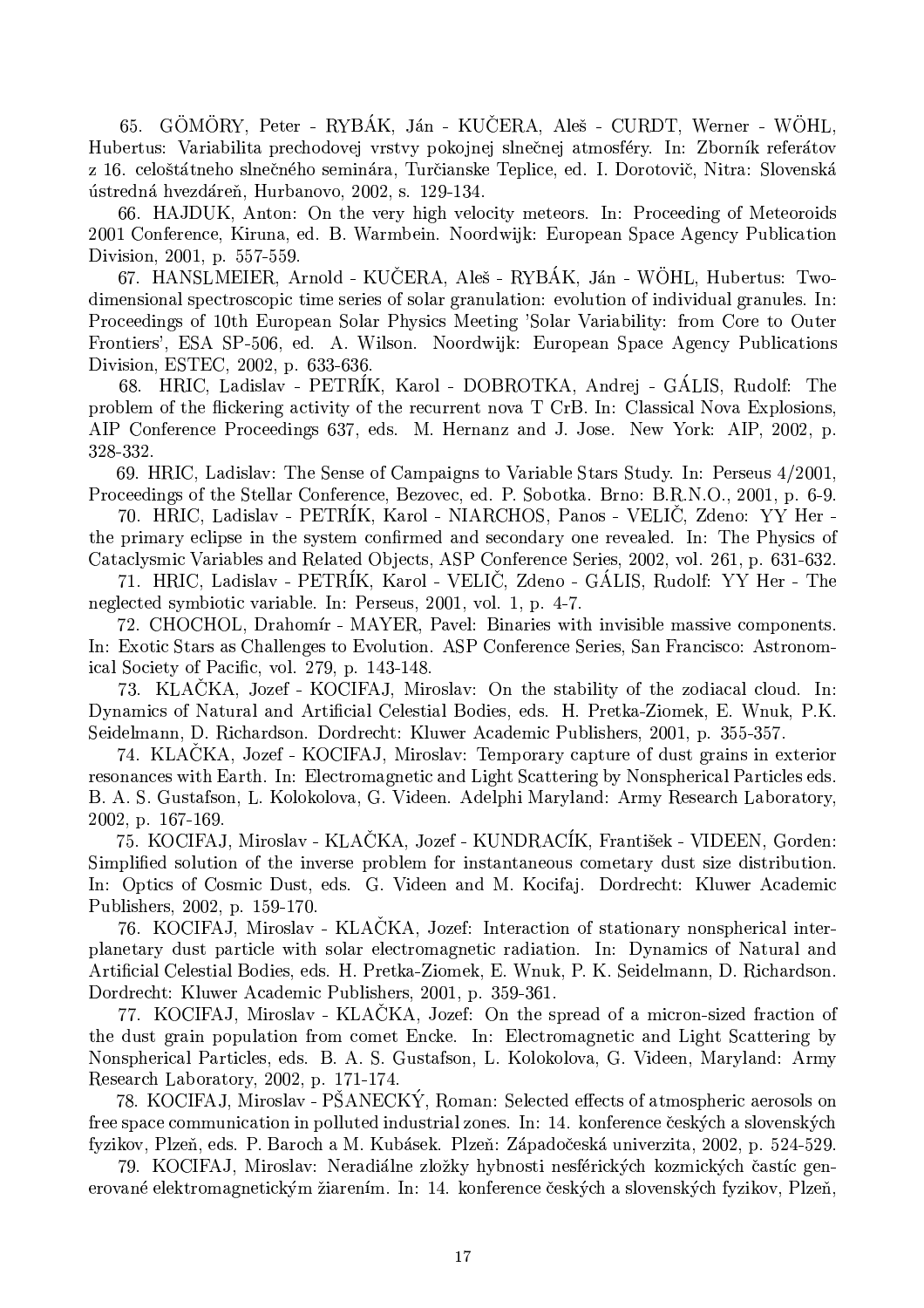65. GÖMÖRY, Peter - RYBÁK, Ján - KUČERA, Aleš - CURDT, Werner - WÖHL, Hubertus: Variabilita prechodovej vrstvy pokojnej slnečnej atmosféry. In: Zborník referátov z 16. celoštátneho slnečného seminára, Turčianske Teplice, ed. I. Dorotovič, Nitra: Slovenská ústredná hvezdáreň, Hurbanovo, 2002, s. 129-134.

66. HAJDUK, Anton: On the very high velocity meteors. In: Proceeding of Meteoroids 2001 Conference, Kiruna, ed. B. Warmbein. Noordwijk: European Space Agency Publication Division, 2001, p. 557-559.

67. HANSLMEIER, Arnold - KUČERA, Aleš - RYBÁK, Ján - WÖHL, Hubertus: Two-dimensional spectroscopic time series of solar granulation: evolution of individual granules. In: Proceedings of 10th European Solar Physics Meeting 'Solar Variability: from Core to Outer Frontiers', ESA SP-506, ed. A. Wilson. Noordwijk: European Space Agency Publications Division, ESTEC, 2002, p. 633-636.

68. HRIC, Ladislav - PETRÍK, Karol - DOBROTKA, Andrej - GÁLIS, Rudolf: The problem of the flickering activity of the recurrent nova T CrB. In: Classical Nova Explosions, AIP Conference Proceedings 637, eds. M. Hernanz and J. Jose. New York: AIP, 2002, p. 328-332.

69. HRIC, Ladislav: The Sense of Campaigns to Variable Stars Study. In: Perseus 4/2001, Proceedings of the Stellar Conference, Bezovec, ed. P. Sobotka. Brno: B.R.N.O., 2001, p. 6-9.

70. HRIC, Ladislav - PETRÍK, Karol - NIARCHOS, Panos - VELIČ, Zdeno: YY Her - the primary eclipse in the system confirmed and secondary one revealed. In: The Physics of Cataclysmic Variables and Related Objects, ASP Conference Series, 2002, vol. 261, p. 631-632.

71. HRIC, Ladislav - PETRÍK, Karol - VELIČ, Zdeno - GÁLIS, Rudolf: YY Her - The neglected symbiotic variable. In: Perseus, 2001, vol. 1, p. 4-7.

72. CHOCHOL, Drahomír - MAYER, Pavel: Binaries with invisible massive components. In: Exotic Stars as Challenges to Evolution. ASP Conference Series, San Francisco: Astronomical Society of Pacific, vol. 279, p. 143-148.

73. KLAČKA, Jozef - KOCIFAJ, Miroslav: On the stability of the zodiacal cloud. In: Dynamics of Natural and Artificial Celestial Bodies, eds. H. Pretka-Ziomek, E. Wnuk, P.K. Seidelmann, D. Richardson. Dordrecht: Kluwer Academic Publishers, 2001, p. 355-357.

74. KLAČKA, Jozef - KOCIFAJ, Miroslav: Temporary capture of dust grains in exterior resonances with Earth. In: Electromagnetic and Light Scattering by Nonspherical Particles eds. B. A. S. Gustafson, L. Kolokolova, G. Videen. Adelphi Maryland: Army Research Laboratory, 2002, p. 167-169.

75. KOCIFAJ, Miroslav - KLAČKA, Jozef - KUNDRACÍK, František - VIDEEN, Gorden: Simplified solution of the inverse problem for instantaneous cometary dust size distribution. In: Optics of Cosmic Dust, eds. G. Videen and M. Kocifaj. Dordrecht: Kluwer Academic Publishers, 2002, p. 159-170.

76. KOCIFAJ, Miroslav - KLAČKA, Jozef: Interaction of stationary nonspherical interplanetary dust particle with solar electromagnetic radiation. In: Dynamics of Natural and Artificial Celestial Bodies, eds. H. Pretka-Ziomek, E. Wnuk, P. K. Seidelmann, D. Richardson. Dordrecht: Kluwer Academic Publishers, 2001, p. 359-361.

77. KOCIFAJ, Miroslav - KLAČKA, Jozef: On the spread of a micron-sized fraction of the dust grain population from comet Encke. In: Electromagnetic and Light Scattering by Nonspherical Particles, eds. B. A. S. Gustafson, L. Kolokolova, G. Videen, Maryland: Army Research Laboratory, 2002, p. 171-174.

78. KOCIFAJ, Miroslav - PŠANECKÝ, Roman: Selected effects of atmospheric aerosols on free space communication in polluted industrial zones. In: 14. konference českých a slovenských fyzikov, Plzeň, eds. P. Baroch a M. Kubásek. Plzeň: Západočeská univerzita, 2002, p. 524-529.

79. KOCIFAJ, Miroslav: Neradiálne zložky hybnosti nesférických kozmických častíc generované elektromagnetickým žiarením. In: 14. konference českých a slovenských fyzikov, Plzeň,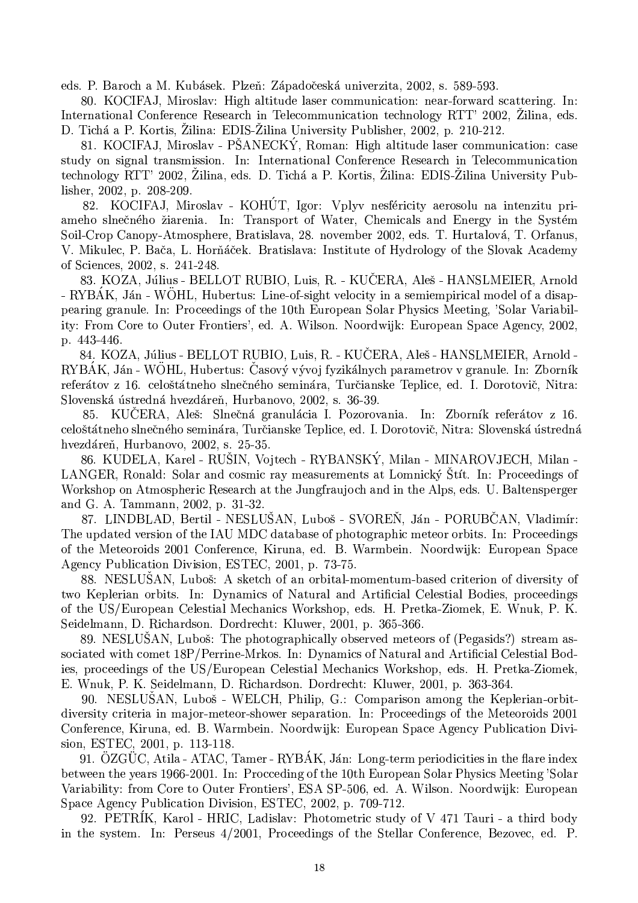eds. P. Baroch a M. Kubásek. Plzeň: Západočeská univerzita, 2002, s. 589-593.

80. KOCIFAJ, Miroslav: High altitude laser communication: near-forward scattering. In: International Conference Research in Telecommunication technology RTT' 2002, Žilina, eds. D. Tichá a P. Kortis, Žilina: EDIS-Žilina University Publisher, 2002, p. 210-212.

81. KOCIFAJ, Miroslav - PŠANECKÝ, Roman: High altitude laser communication: case study on signal transmission. In: International Conference Research in Telecommunication technology RTT' 2002, Žilina, eds. D. Tichá a P. Kortis, Žilina: EDIS-Žilina University Publisher, 2002, p. 208-209.

82. KOCIFAJ, Miroslav - KOHÚT, Igor: Vplyv nesféricity aerosolu na intenzitu priameho slnečného žiarenia. In: Transport of Water, Chemicals and Energy in the Systém Soil-Crop Canopy-Atmosphere, Bratislava, 28. november 2002, eds. T. Hurtalová, T. Orfanus, V. Mikulec, P. Bača, L. Horňáček. Bratislava: Institute of Hydrology of the Slovak Academy of Sciences, 2002, s. 241-248.

83. KOZA, Július - BELLOT RUBIO, Luis, R. - KUČERA, Aleš - HANSLMEIER, Arnold - RYBÁK, Ján - WÖHL, Hubertus: Line-of-sight velocity in a semiempirical model of a disappearing granule. In: Proceedings of the 10th European Solar Physics Meeting, 'Solar Variability: From Core to Outer Frontiers', ed. A. Wilson. Noordwijk: European Space Agency, 2002, p. 443-446.

84. KOZA, Július - BELLOT RUBIO, Luis, R. - KUČERA, Aleš - HANSLMEIER, Arnold - RYBÁK, Ján - WÖHL, Hubertus: Časový vývoj fyzikálnych parametrov v granule. In: Zborník referátov z 16. celoštátneho slnečného seminára, Turčianske Teplice, ed. I. Dorotovič, Nitra: Slovenská ústredná hvezdáreň, Hurbanovo, 2002, s. 36-39.

85. KUČERA, Aleš: Slnečná granulácia I. Pozorovania. In: Zborník referátov z 16. celoštátneho slnečného seminára, Turčianske Teplice, ed. I. Dorotovič, Nitra: Slovenská ústredná hvezdáreň, Hurbanovo, 2002, s. 25-35.

86. KUDELA, Karel - RUŠIN, Vojtech - RYBANSKÝ, Milan - MINAROVJECH, Milan - LANGER, Ronald: Solar and cosmic ray measurements at Lomnický Štít. In: Proceedings of Workshop on Atmospheric Research at the Jungfraujoch and in the Alps, eds. U. Baltensperger and G. A. Tammann, 2002, p. 31-32.

87. LINDBLAD, Bertil - NESLUŠAN, Luboš - SVOREŇ, Ján - PORUBČAN, Vladimír: The updated version of the IAU MDC database of photographic meteor orbits. In: Proceedings of the Meteoroids 2001 Conference, Kiruna, ed. B. Warmbein. Noordwijk: European Space Agency Publication Division, ESTEC, 2001, p. 73-75.

88. NESLUŠAN, Luboš: A sketch of an orbital-momentum-based criterion of diversity of two Keplerian orbits. In: Dynamics of Natural and Artificial Celestial Bodies, proceedings of the US/European Celestial Mechanics Workshop, eds. H. Pretka-Ziomek, E. Wnuk, P. K. Seidelmann, D. Richardson. Dordrecht: Kluwer, 2001, p. 365-366.

89. NESLUŠAN, Luboš: The photographically observed meteors of (Pegasids?) stream associated with comet 18P/Perrine-Mrkos. In: Dynamics of Natural and Artificial Celestial Bodies, proceedings of the US/European Celestial Mechanics Workshop, eds. H. Pretka-Ziomek, E. Wnuk, P. K. Seidelmann, D. Richardson. Dordrecht: Kluwer, 2001, p. 363-364.

90. NESLUŠAN, Luboš - WELCH, Philip, G.: Comparison among the Keplerian-orbit-diversity criteria in major-meteor-shower separation. In: Proceedings of the Meteoroids 2001 Conference, Kiruna, ed. B. Warmbein. Noordwijk: European Space Agency Publication Division, ESTEC, 2001, p. 113-118.

91. ÖZGÜC, Atila - ATAC, Tamer - RYBÁK, Ján: Long-term periodicities in the flare index between the years 1966-2001. In: Procceding of the 10th European Solar Physics Meeting 'Solar Variability: from Core to Outer Frontiers', ESA SP-506, ed. A. Wilson. Noordwijk: European Space Agency Publication Division, ESTEC, 2002, p. 709-712.

92. PETRÍK, Karol - HRIC, Ladislav: Photometric study of V 471 Tauri - a third body in the system. In: Perseus 4/2001, Proceedings of the Stellar Conference, Bezovec, ed. P.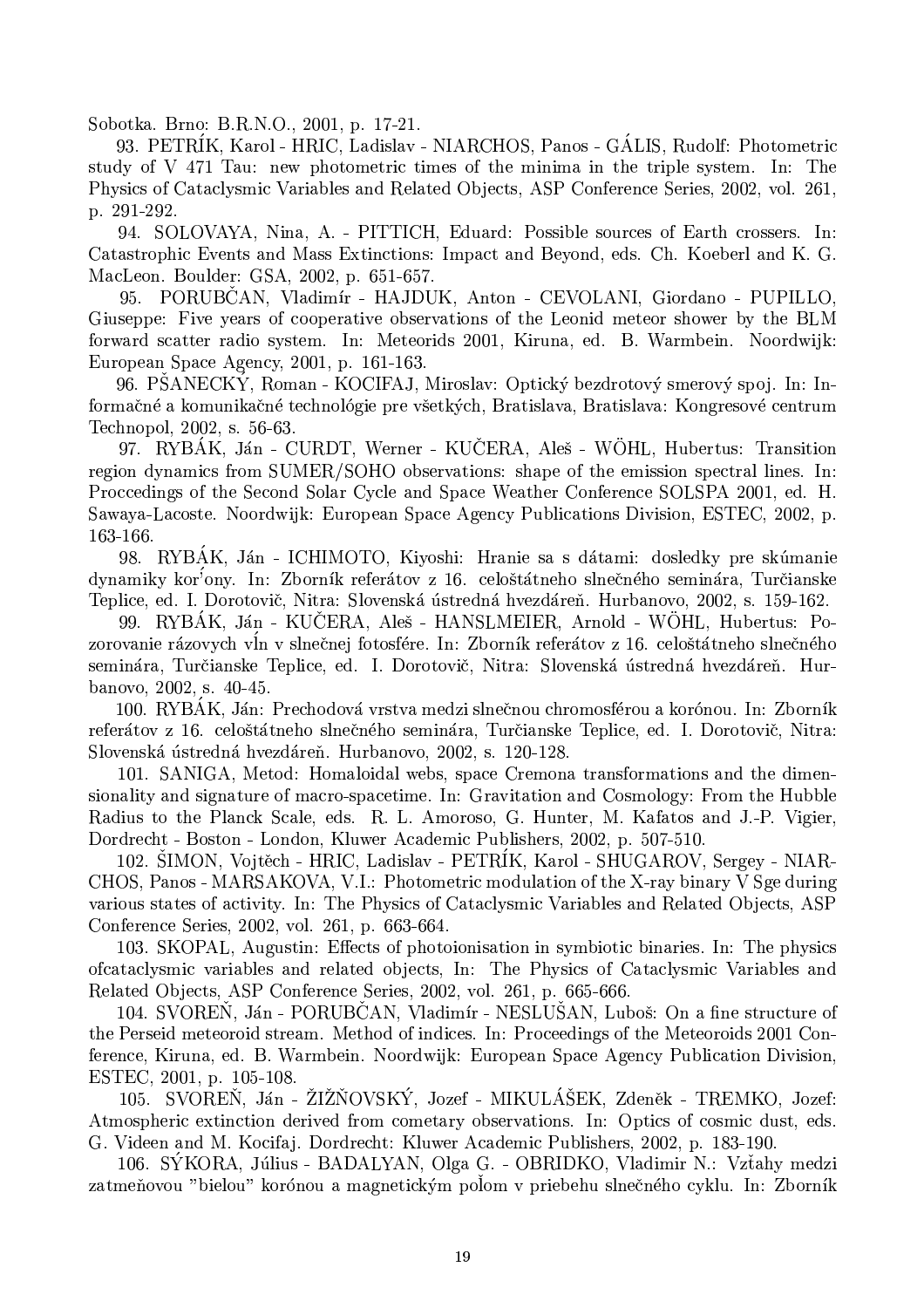Sobotka. Brno: B.R.N.O., 2001, p. 17-21.

93. PETRÍK, Karol - HRIC, Ladislav - NIARCHOS, Panos - GÁLIS, Rudolf: Photometric study of V 471 Tau: new photometric times of the minima in the triple system. In: The Physics of Cataclysmic Variables and Related Objects, ASP Conference Series, 2002, vol. 261, p. 291-292.

94. SOLOVAYA, Nina, A. - PITTICH, Eduard: Possible sources of Earth crossers. In: Catastrophic Events and Mass Extinctions: Impact and Beyond, eds. Ch. Koeberl and K. G. MacLeon. Boulder: GSA, 2002, p. 651-657.

95. PORUBČAN, Vladimír - HAJDUK, Anton - CEVOLANI, Giordano - PUPILLO, Giuseppe: Five years of cooperative observations of the Leonid meteor shower by the BLM forward scatter radio system. In: Meteorids 2001, Kiruna, ed. B. Warmbein. Noordwijk: European Space Agency, 2001, p. 161-163.

96. PŠANECKÝ, Roman - KOCIFAJ, Miroslav: Optický bezdrotový smerový spoj. In: Informačné a komunikačné technológie pre všetkých, Bratislava, Bratislava: Kongresové centrum Technopol, 2002, s. 56-63.

97. RYBÁK, Ján - CURDT, Werner - KUČERA, Aleš - WÖHL, Hubertus: Transition region dynamics from SUMER/SOHO observations: shape of the emission spectral lines. In: Proccedings of the Second Solar Cycle and Space Weather Conference SOLSPA 2001, ed. H. Sawaya-Lacoste. Noordwijk: European Space Agency Publications Division, ESTEC, 2002, p. 163-166.

98. RYBÁK, Ján - ICHIMOTO, Kiyoshi: Hranie sa s dátami: dosledky pre skúmanie dynamiky koróny. In: Zborník referátov z 16. celoštátneho slnečného seminára, Turčianske Teplice, ed. I. Dorotovič, Nitra: Slovenská ústredná hvezdáreň. Hurbanovo, 2002, s. 159-162.

99. RYBÁK, Ján - KUČERA, Aleš - HANSLMEIER, Arnold - WÖHL, Hubertus: Pozorovanie rázovych vĺn v slnečnej fotosfére. In: Zborník referátov z 16. celoštátneho slnečného seminára, Turčianske Teplice, ed. I. Dorotovič, Nitra: Slovenská ústredná hvezdáreň. Hurbanovo, 2002, s. 40-45.

100. RYBÁK, Ján: Prechodová vrstva medzi slnečnou chromosférou a korónou. In: Zborník referátov z 16. celoštátneho slnečného seminára, Turčianske Teplice, ed. I. Dorotovič, Nitra: Slovenská ústredná hvezdáreň. Hurbanovo, 2002, s. 120-128.

101. SANIGA, Metod: Homaloidal webs, space Cremona transformations and the dimensionality and signature of macro-spacetime. In: Gravitation and Cosmology: From the Hubble Radius to the Planck Scale, eds. R. L. Amoroso, G. Hunter, M. Kafatos and J.-P. Vigier, Dordrecht - Boston - London, Kluwer Academic Publishers, 2002, p. 507-510.

102. ŠIMON, Vojtěch - HRIC, Ladislav - PETRÍK, Karol - SHUGAROV, Sergey - NIARCHOS, Panos - MARSAKOVA, V.I.: Photometric modulation of the X-ray binary V Sge during various states of activity. In: The Physics of Cataclysmic Variables and Related Objects, ASP Conference Series, 2002, vol. 261, p. 663-664.

103. SKOPAL, Augustin: Effects of photoionisation in symbiotic binaries. In: The physics ofcataclysmic variables and related objects, In: The Physics of Cataclysmic Variables and Related Objects, ASP Conference Series, 2002, vol. 261, p. 665-666.

104. SVOREŇ, Ján - PORUBČAN, Vladimír - NESLUŠAN, Luboš: On a fine structure of the Perseid meteoroid stream. Method of indices. In: Proceedings of the Meteoroids 2001 Conference, Kiruna, ed. B. Warmbein. Noordwijk: European Space Agency Publication Division, ESTEC, 2001, p. 105-108.

105. SVOREŇ, Ján - ŽIŽŇOVSKÝ, Jozef - MIKULÁŠEK, Zdeněk - TREMKO, Jozef: Atmospheric extinction derived from cometary observations. In: Optics of cosmic dust, eds. G. Videen and M. Kocifaj. Dordrecht: Kluwer Academic Publishers, 2002, p. 183-190.

106. SÝKORA, Július - BADALYAN, Olga G. - OBRIDKO, Vladimir N.: Vzťahy medzi zatmeňovou "bielou" korónou a magnetickým poľom v priebehu slnečného cyklu. In: Zborník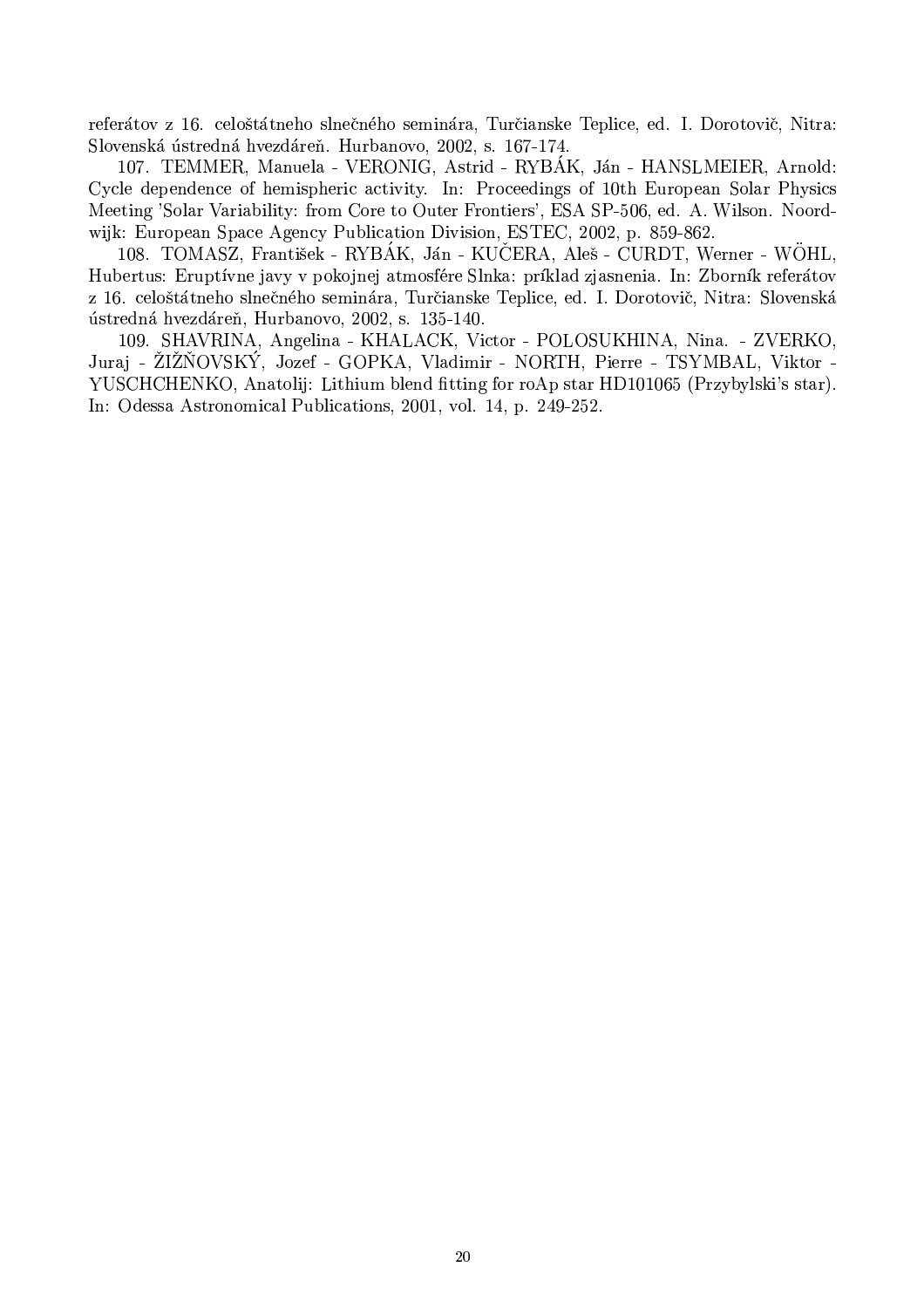referátov z 16. celoštátneho slnečného seminára, Turčianske Teplice, ed. I. Dorotovič, Nitra: Slovenská ústredná hvezdáreň. Hurbanovo, 2002, s. 167-174.

107. TEMMER, Manuela - VERONIG, Astrid - RYBÁK, Ján - HANSLMEIER, Arnold: Cycle dependence of hemispheric activity. In: Proceedings of 10th European Solar Physics Meeting 'Solar Variability: from Core to Outer Frontiers', ESA SP-506, ed. A. Wilson. Noordwijk: European Space Agency Publication Division, ESTEC, 2002, p. 859-862.

108. TOMASZ, František - RYBÁK, Ján - KUČERA, Aleš - CURDT, Werner - WÖHL, Hubertus: Eruptívne javy v pokojnej atmosfére Slnka: príklad zjasnenia. In: Zborník referátov z 16. celoštátneho slnečného seminára, Turčianske Teplice, ed. I. Dorotovič, Nitra: Slovenská ústredná hvezdáreň, Hurbanovo, 2002, s. 135-140.

109. SHAVRINA, Angelina - KHALACK, Victor - POLOSUKHINA, Nina. - ZVERKO, Juraj - ŽIŽŇOVSKÝ, Jozef - GOPKA, Vladimir - NORTH, Pierre - TSYMBAL, Viktor - YUSCHCHENKO, Anatolij: Lithium blend fitting for roAp star HD101065 (Przybylski's star). In: Odessa Astronomical Publications, 2001, vol. 14, p. 249-252.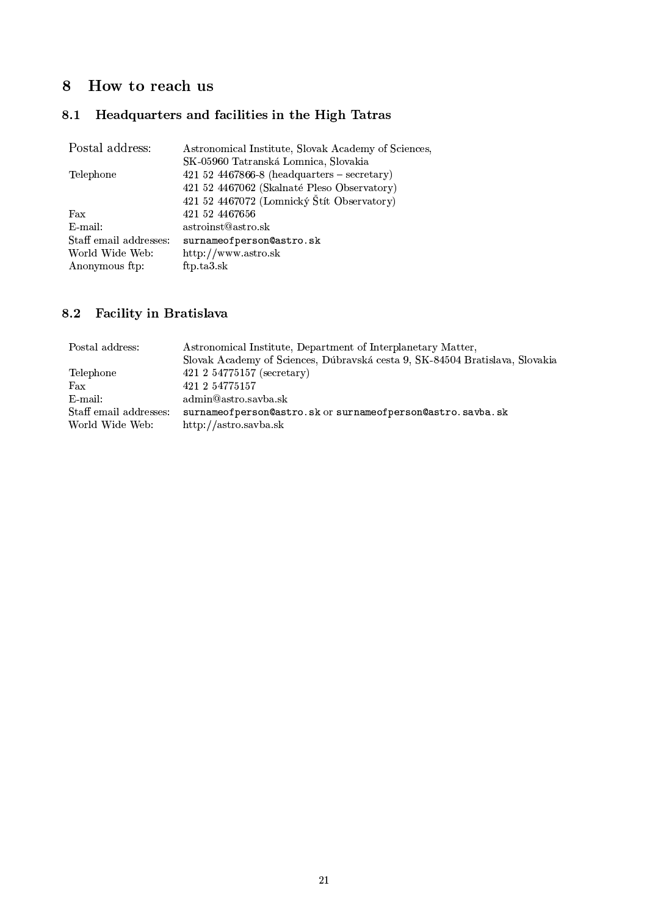# 8 How to reach us

## 8.1 Headquarters and facilities in the High Tatras

| | |
|---|---|
| Postal address: | Astronomical Institute, Slovak Academy of Sciences, SK-05960 Tatranská Lomnica, Slovakia |
| Telephone | 421 52 4467866-8 (headquarters – secretary) |
| | 421 52 4467062 (Skalnaté Pleso Observatory) |
| | 421 52 4467072 (Lomnický Štít Observatory) |
| Fax | 421 52 4467656 |
| E-mail: | astroinst@astro.sk |
| Staff email addresses: | `surnameofperson@astro.sk` |
| World Wide Web: | http://www.astro.sk |
| Anonymous ftp: | ftp.ta3.sk |

## 8.2 Facility in Bratislava

| | |
|---|---|
| Postal address: | Astronomical Institute, Department of Interplanetary Matter, Slovak Academy of Sciences, Dúbravská cesta 9, SK-84504 Bratislava, Slovakia |
| Telephone | 421 2 54775157 (secretary) |
| Fax | 421 2 54775157 |
| E-mail: | admin@astro.savba.sk |
| Staff email addresses: | `surnameofperson@astro.sk` or `surnameofperson@astro.savba.sk` |
| World Wide Web: | http://astro.savba.sk |